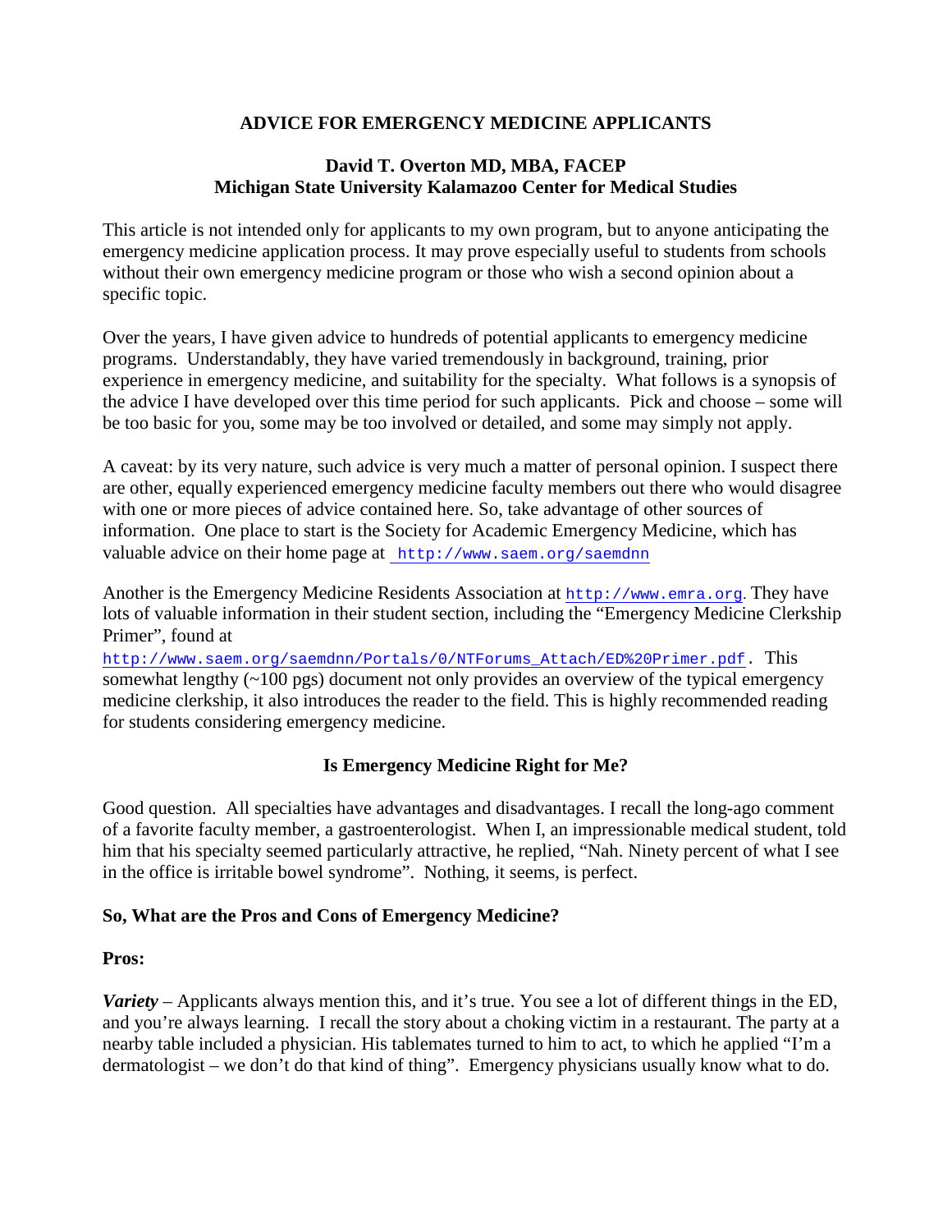# ADVICE FOR EMERGENCY MEDICINE APPLICANTS

**David T. Overton MD, MBA, FACEP**
**Michigan State University Kalamazoo Center for Medical Studies**

This article is not intended only for applicants to my own program, but to anyone anticipating the emergency medicine application process. It may prove especially useful to students from schools without their own emergency medicine program or those who wish a second opinion about a specific topic.

Over the years, I have given advice to hundreds of potential applicants to emergency medicine programs. Understandably, they have varied tremendously in background, training, prior experience in emergency medicine, and suitability for the specialty. What follows is a synopsis of the advice I have developed over this time period for such applicants. Pick and choose – some will be too basic for you, some may be too involved or detailed, and some may simply not apply.

A caveat: by its very nature, such advice is very much a matter of personal opinion. I suspect there are other, equally experienced emergency medicine faculty members out there who would disagree with one or more pieces of advice contained here. So, take advantage of other sources of information. One place to start is the Society for Academic Emergency Medicine, which has valuable advice on their home page at http://www.saem.org/saemdnn

Another is the Emergency Medicine Residents Association at http://www.emra.org. They have lots of valuable information in their student section, including the "Emergency Medicine Clerkship Primer", found at http://www.saem.org/saemdnn/Portals/0/NTForums_Attach/ED%20Primer.pdf. This somewhat lengthy (~100 pgs) document not only provides an overview of the typical emergency medicine clerkship, it also introduces the reader to the field. This is highly recommended reading for students considering emergency medicine.

## Is Emergency Medicine Right for Me?

Good question. All specialties have advantages and disadvantages. I recall the long-ago comment of a favorite faculty member, a gastroenterologist. When I, an impressionable medical student, told him that his specialty seemed particularly attractive, he replied, "Nah. Ninety percent of what I see in the office is irritable bowel syndrome". Nothing, it seems, is perfect.

### So, What are the Pros and Cons of Emergency Medicine?

**Pros:**

***Variety*** – Applicants always mention this, and it's true. You see a lot of different things in the ED, and you're always learning. I recall the story about a choking victim in a restaurant. The party at a nearby table included a physician. His tablemates turned to him to act, to which he applied "I'm a dermatologist – we don't do that kind of thing". Emergency physicians usually know what to do.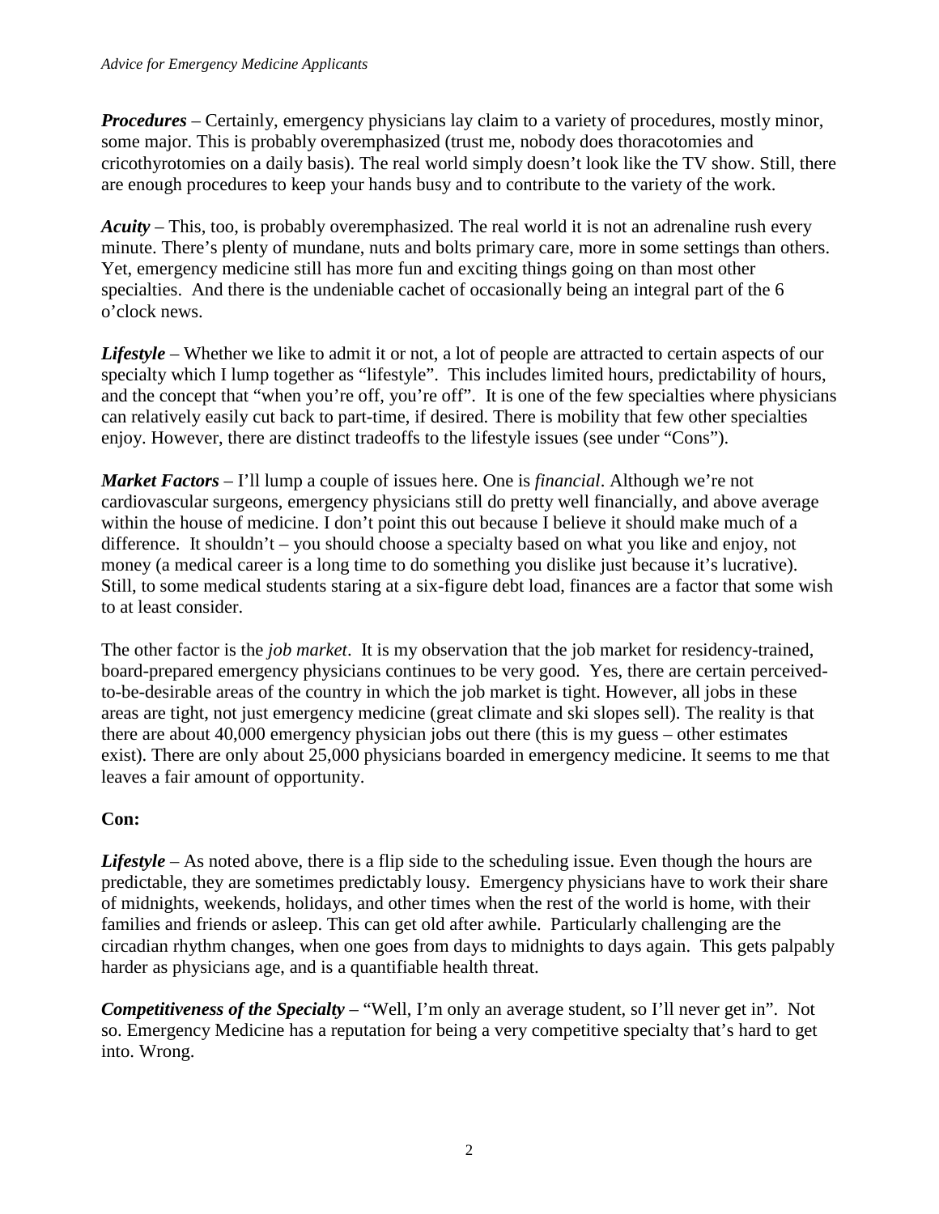***Procedures*** – Certainly, emergency physicians lay claim to a variety of procedures, mostly minor, some major. This is probably overemphasized (trust me, nobody does thoracotomies and cricothyrotomies on a daily basis). The real world simply doesn't look like the TV show. Still, there are enough procedures to keep your hands busy and to contribute to the variety of the work.

***Acuity*** – This, too, is probably overemphasized. The real world it is not an adrenaline rush every minute. There's plenty of mundane, nuts and bolts primary care, more in some settings than others. Yet, emergency medicine still has more fun and exciting things going on than most other specialties. And there is the undeniable cachet of occasionally being an integral part of the 6 o'clock news.

***Lifestyle*** – Whether we like to admit it or not, a lot of people are attracted to certain aspects of our specialty which I lump together as "lifestyle". This includes limited hours, predictability of hours, and the concept that "when you're off, you're off". It is one of the few specialties where physicians can relatively easily cut back to part-time, if desired. There is mobility that few other specialties enjoy. However, there are distinct tradeoffs to the lifestyle issues (see under "Cons").

***Market Factors*** – I'll lump a couple of issues here. One is *financial*. Although we're not cardiovascular surgeons, emergency physicians still do pretty well financially, and above average within the house of medicine. I don't point this out because I believe it should make much of a difference. It shouldn't – you should choose a specialty based on what you like and enjoy, not money (a medical career is a long time to do something you dislike just because it's lucrative). Still, to some medical students staring at a six-figure debt load, finances are a factor that some wish to at least consider.

The other factor is the *job market*. It is my observation that the job market for residency-trained, board-prepared emergency physicians continues to be very good. Yes, there are certain perceived-to-be-desirable areas of the country in which the job market is tight. However, all jobs in these areas are tight, not just emergency medicine (great climate and ski slopes sell). The reality is that there are about 40,000 emergency physician jobs out there (this is my guess – other estimates exist). There are only about 25,000 physicians boarded in emergency medicine. It seems to me that leaves a fair amount of opportunity.

**Con:**

***Lifestyle*** – As noted above, there is a flip side to the scheduling issue. Even though the hours are predictable, they are sometimes predictably lousy. Emergency physicians have to work their share of midnights, weekends, holidays, and other times when the rest of the world is home, with their families and friends or asleep. This can get old after awhile. Particularly challenging are the circadian rhythm changes, when one goes from days to midnights to days again. This gets palpably harder as physicians age, and is a quantifiable health threat.

***Competitiveness of the Specialty*** – "Well, I'm only an average student, so I'll never get in". Not so. Emergency Medicine has a reputation for being a very competitive specialty that's hard to get into. Wrong.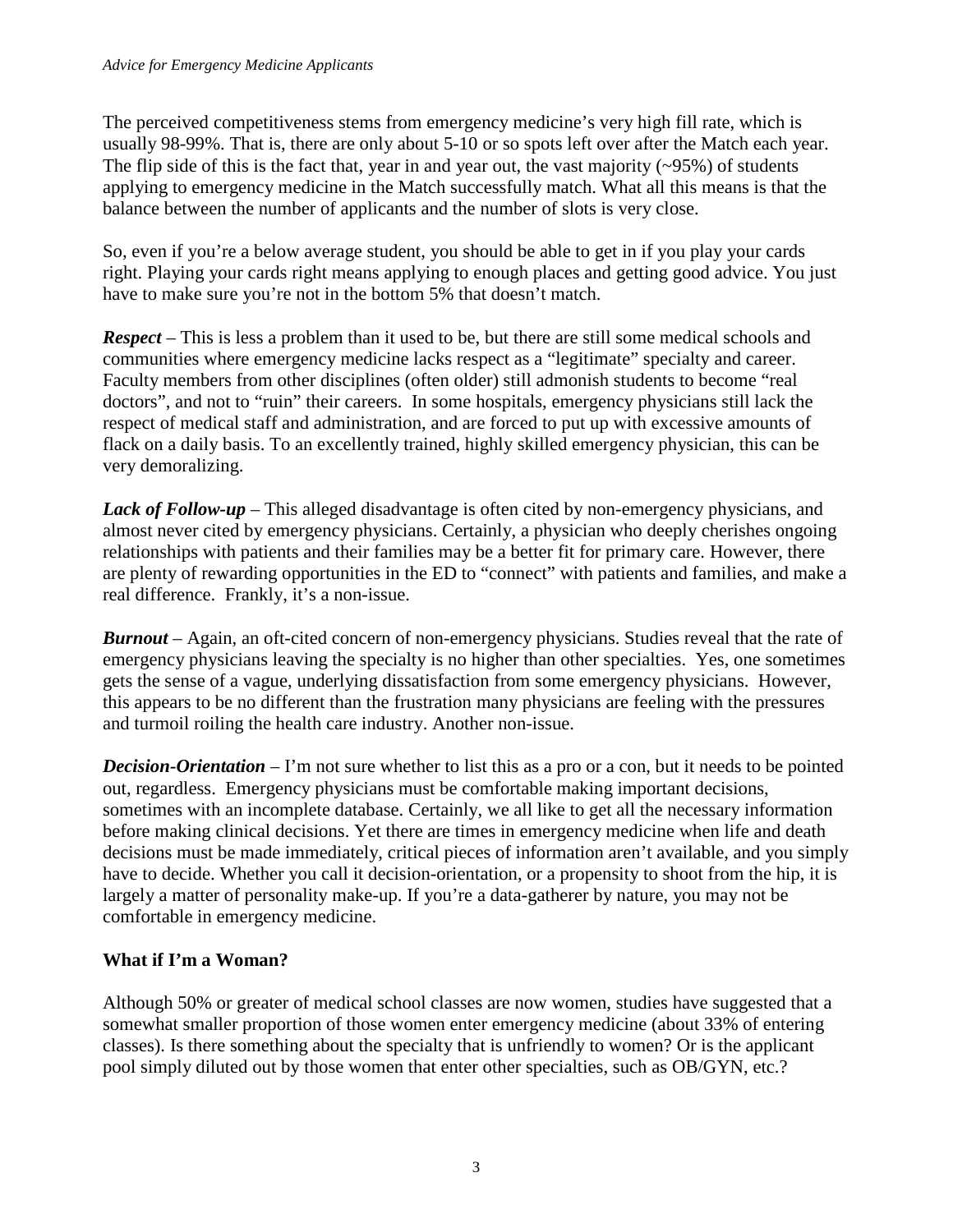The perceived competitiveness stems from emergency medicine's very high fill rate, which is usually 98-99%. That is, there are only about 5-10 or so spots left over after the Match each year. The flip side of this is the fact that, year in and year out, the vast majority (~95%) of students applying to emergency medicine in the Match successfully match. What all this means is that the balance between the number of applicants and the number of slots is very close.

So, even if you're a below average student, you should be able to get in if you play your cards right. Playing your cards right means applying to enough places and getting good advice. You just have to make sure you're not in the bottom 5% that doesn't match.

***Respect*** – This is less a problem than it used to be, but there are still some medical schools and communities where emergency medicine lacks respect as a "legitimate" specialty and career. Faculty members from other disciplines (often older) still admonish students to become "real doctors", and not to "ruin" their careers. In some hospitals, emergency physicians still lack the respect of medical staff and administration, and are forced to put up with excessive amounts of flack on a daily basis. To an excellently trained, highly skilled emergency physician, this can be very demoralizing.

***Lack of Follow-up*** – This alleged disadvantage is often cited by non-emergency physicians, and almost never cited by emergency physicians. Certainly, a physician who deeply cherishes ongoing relationships with patients and their families may be a better fit for primary care. However, there are plenty of rewarding opportunities in the ED to "connect" with patients and families, and make a real difference. Frankly, it's a non-issue.

***Burnout*** – Again, an oft-cited concern of non-emergency physicians. Studies reveal that the rate of emergency physicians leaving the specialty is no higher than other specialties. Yes, one sometimes gets the sense of a vague, underlying dissatisfaction from some emergency physicians. However, this appears to be no different than the frustration many physicians are feeling with the pressures and turmoil roiling the health care industry. Another non-issue.

***Decision-Orientation*** – I'm not sure whether to list this as a pro or a con, but it needs to be pointed out, regardless. Emergency physicians must be comfortable making important decisions, sometimes with an incomplete database. Certainly, we all like to get all the necessary information before making clinical decisions. Yet there are times in emergency medicine when life and death decisions must be made immediately, critical pieces of information aren't available, and you simply have to decide. Whether you call it decision-orientation, or a propensity to shoot from the hip, it is largely a matter of personality make-up. If you're a data-gatherer by nature, you may not be comfortable in emergency medicine.

### What if I'm a Woman?

Although 50% or greater of medical school classes are now women, studies have suggested that a somewhat smaller proportion of those women enter emergency medicine (about 33% of entering classes). Is there something about the specialty that is unfriendly to women? Or is the applicant pool simply diluted out by those women that enter other specialties, such as OB/GYN, etc.?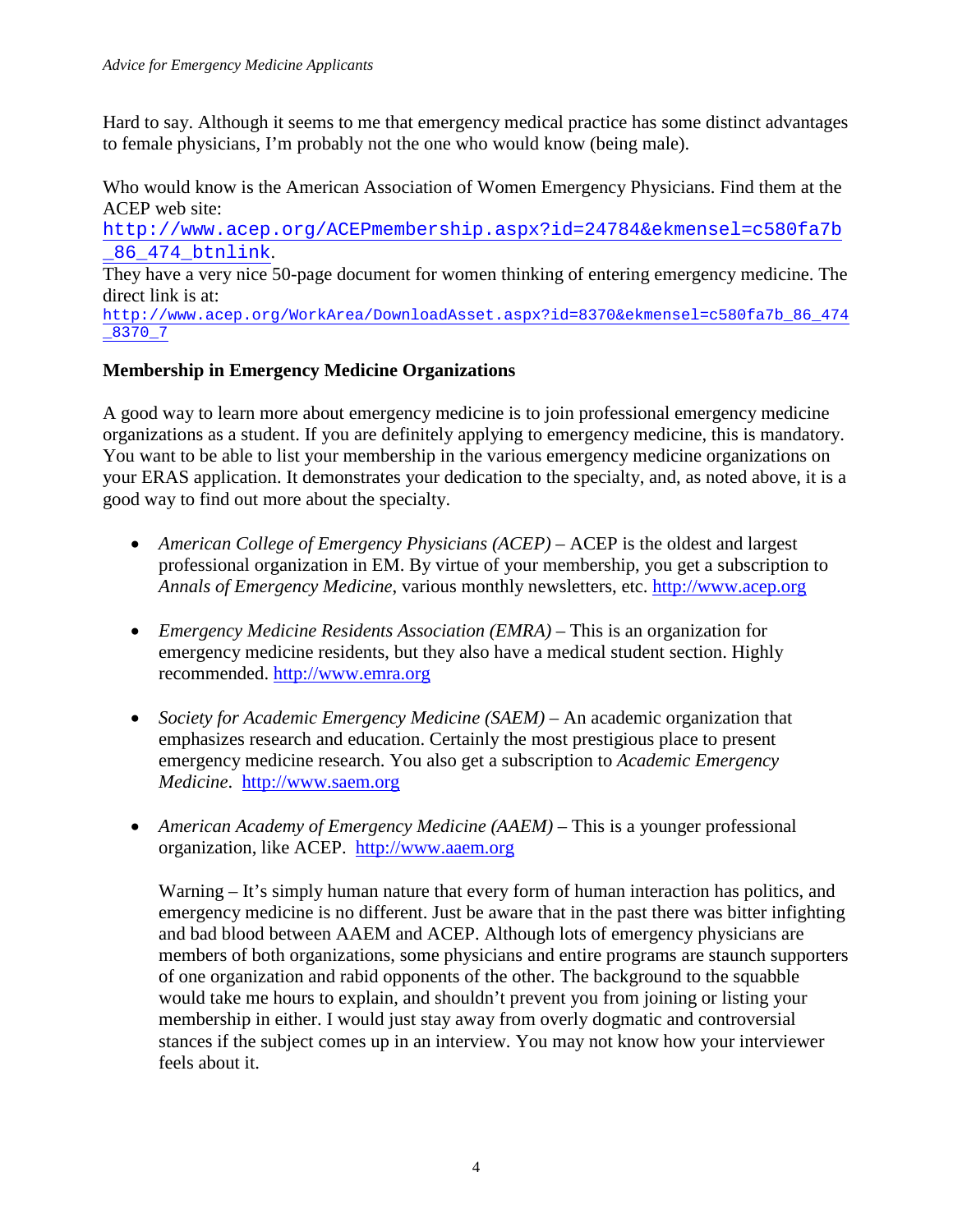Hard to say. Although it seems to me that emergency medical practice has some distinct advantages to female physicians, I'm probably not the one who would know (being male).

Who would know is the American Association of Women Emergency Physicians. Find them at the ACEP web site:
http://www.acep.org/ACEPmembership.aspx?id=24784&ekmensel=c580fa7b_86_474_btnlink.
They have a very nice 50-page document for women thinking of entering emergency medicine. The direct link is at:
http://www.acep.org/WorkArea/DownloadAsset.aspx?id=8370&ekmensel=c580fa7b_86_474_8370_7

**Membership in Emergency Medicine Organizations**

A good way to learn more about emergency medicine is to join professional emergency medicine organizations as a student. If you are definitely applying to emergency medicine, this is mandatory. You want to be able to list your membership in the various emergency medicine organizations on your ERAS application. It demonstrates your dedication to the specialty, and, as noted above, it is a good way to find out more about the specialty.

- *American College of Emergency Physicians (ACEP)* – ACEP is the oldest and largest professional organization in EM. By virtue of your membership, you get a subscription to *Annals of Emergency Medicine*, various monthly newsletters, etc. http://www.acep.org

- *Emergency Medicine Residents Association (EMRA)* – This is an organization for emergency medicine residents, but they also have a medical student section. Highly recommended. http://www.emra.org

- *Society for Academic Emergency Medicine (SAEM)* – An academic organization that emphasizes research and education. Certainly the most prestigious place to present emergency medicine research. You also get a subscription to *Academic Emergency Medicine*. http://www.saem.org

- *American Academy of Emergency Medicine (AAEM)* – This is a younger professional organization, like ACEP. http://www.aaem.org

  Warning – It's simply human nature that every form of human interaction has politics, and emergency medicine is no different. Just be aware that in the past there was bitter infighting and bad blood between AAEM and ACEP. Although lots of emergency physicians are members of both organizations, some physicians and entire programs are staunch supporters of one organization and rabid opponents of the other. The background to the squabble would take me hours to explain, and shouldn't prevent you from joining or listing your membership in either. I would just stay away from overly dogmatic and controversial stances if the subject comes up in an interview. You may not know how your interviewer feels about it.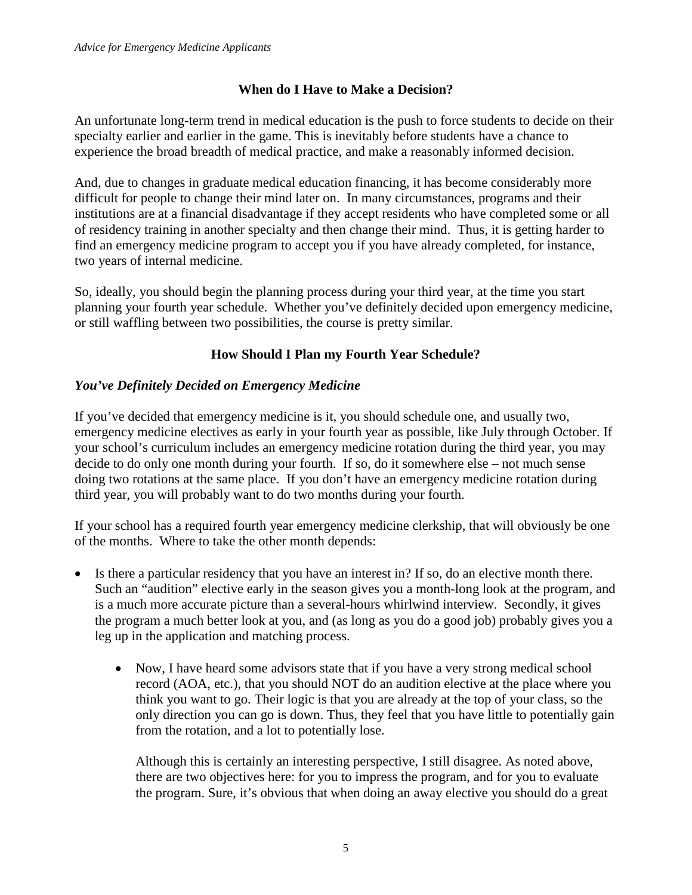## When do I Have to Make a Decision?

An unfortunate long-term trend in medical education is the push to force students to decide on their specialty earlier and earlier in the game. This is inevitably before students have a chance to experience the broad breadth of medical practice, and make a reasonably informed decision.

And, due to changes in graduate medical education financing, it has become considerably more difficult for people to change their mind later on. In many circumstances, programs and their institutions are at a financial disadvantage if they accept residents who have completed some or all of residency training in another specialty and then change their mind. Thus, it is getting harder to find an emergency medicine program to accept you if you have already completed, for instance, two years of internal medicine.

So, ideally, you should begin the planning process during your third year, at the time you start planning your fourth year schedule. Whether you've definitely decided upon emergency medicine, or still waffling between two possibilities, the course is pretty similar.

## How Should I Plan my Fourth Year Schedule?

### *You've Definitely Decided on Emergency Medicine*

If you've decided that emergency medicine is it, you should schedule one, and usually two, emergency medicine electives as early in your fourth year as possible, like July through October. If your school's curriculum includes an emergency medicine rotation during the third year, you may decide to do only one month during your fourth. If so, do it somewhere else – not much sense doing two rotations at the same place. If you don't have an emergency medicine rotation during third year, you will probably want to do two months during your fourth.

If your school has a required fourth year emergency medicine clerkship, that will obviously be one of the months. Where to take the other month depends:

- Is there a particular residency that you have an interest in? If so, do an elective month there. Such an "audition" elective early in the season gives you a month-long look at the program, and is a much more accurate picture than a several-hours whirlwind interview. Secondly, it gives the program a much better look at you, and (as long as you do a good job) probably gives you a leg up in the application and matching process.
    - Now, I have heard some advisors state that if you have a very strong medical school record (AOA, etc.), that you should NOT do an audition elective at the place where you think you want to go. Their logic is that you are already at the top of your class, so the only direction you can go is down. Thus, they feel that you have little to potentially gain from the rotation, and a lot to potentially lose.

      Although this is certainly an interesting perspective, I still disagree. As noted above, there are two objectives here: for you to impress the program, and for you to evaluate the program. Sure, it's obvious that when doing an away elective you should do a great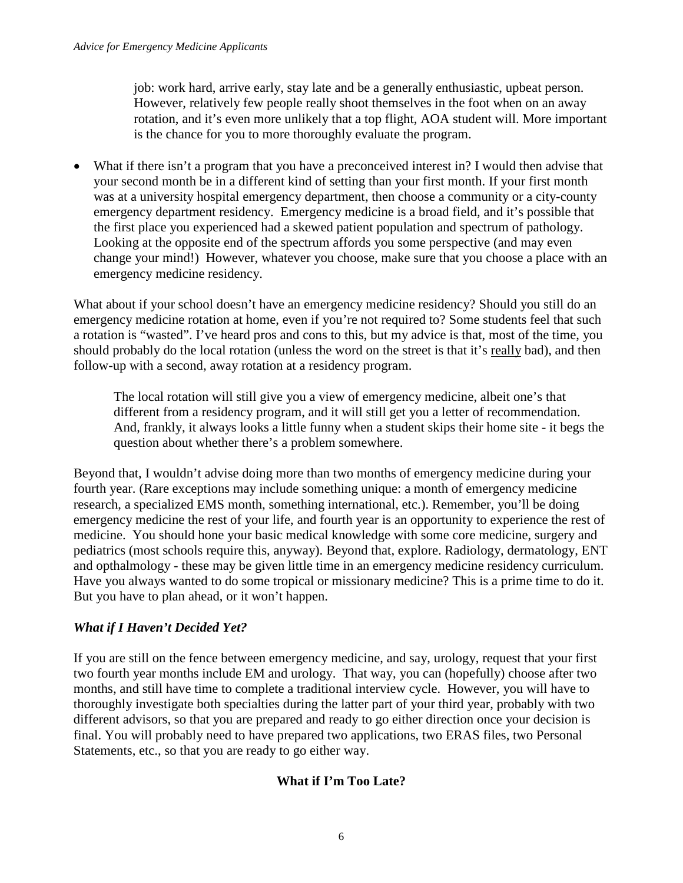job: work hard, arrive early, stay late and be a generally enthusiastic, upbeat person. However, relatively few people really shoot themselves in the foot when on an away rotation, and it's even more unlikely that a top flight, AOA student will. More important is the chance for you to more thoroughly evaluate the program.

- What if there isn't a program that you have a preconceived interest in? I would then advise that your second month be in a different kind of setting than your first month. If your first month was at a university hospital emergency department, then choose a community or a city-county emergency department residency. Emergency medicine is a broad field, and it's possible that the first place you experienced had a skewed patient population and spectrum of pathology. Looking at the opposite end of the spectrum affords you some perspective (and may even change your mind!) However, whatever you choose, make sure that you choose a place with an emergency medicine residency.

What about if your school doesn't have an emergency medicine residency? Should you still do an emergency medicine rotation at home, even if you're not required to? Some students feel that such a rotation is "wasted". I've heard pros and cons to this, but my advice is that, most of the time, you should probably do the local rotation (unless the word on the street is that it's <u>really</u> bad), and then follow-up with a second, away rotation at a residency program.

> The local rotation will still give you a view of emergency medicine, albeit one's that different from a residency program, and it will still get you a letter of recommendation. And, frankly, it always looks a little funny when a student skips their home site - it begs the question about whether there's a problem somewhere.

Beyond that, I wouldn't advise doing more than two months of emergency medicine during your fourth year. (Rare exceptions may include something unique: a month of emergency medicine research, a specialized EMS month, something international, etc.). Remember, you'll be doing emergency medicine the rest of your life, and fourth year is an opportunity to experience the rest of medicine. You should hone your basic medical knowledge with some core medicine, surgery and pediatrics (most schools require this, anyway). Beyond that, explore. Radiology, dermatology, ENT and opthalmology - these may be given little time in an emergency medicine residency curriculum. Have you always wanted to do some tropical or missionary medicine? This is a prime time to do it. But you have to plan ahead, or it won't happen.

### *What if I Haven't Decided Yet?*

If you are still on the fence between emergency medicine, and say, urology, request that your first two fourth year months include EM and urology. That way, you can (hopefully) choose after two months, and still have time to complete a traditional interview cycle. However, you will have to thoroughly investigate both specialties during the latter part of your third year, probably with two different advisors, so that you are prepared and ready to go either direction once your decision is final. You will probably need to have prepared two applications, two ERAS files, two Personal Statements, etc., so that you are ready to go either way.

## What if I'm Too Late?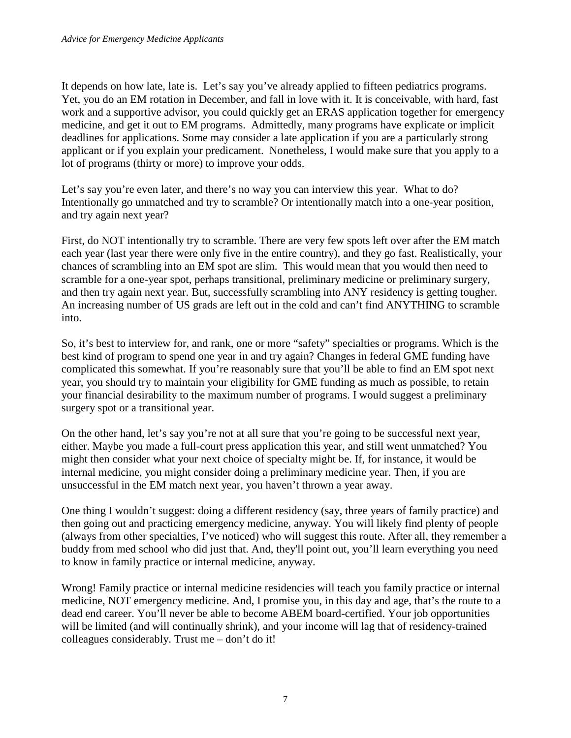It depends on how late, late is. Let's say you've already applied to fifteen pediatrics programs. Yet, you do an EM rotation in December, and fall in love with it. It is conceivable, with hard, fast work and a supportive advisor, you could quickly get an ERAS application together for emergency medicine, and get it out to EM programs. Admittedly, many programs have explicate or implicit deadlines for applications. Some may consider a late application if you are a particularly strong applicant or if you explain your predicament. Nonetheless, I would make sure that you apply to a lot of programs (thirty or more) to improve your odds.

Let's say you're even later, and there's no way you can interview this year. What to do? Intentionally go unmatched and try to scramble? Or intentionally match into a one-year position, and try again next year?

First, do NOT intentionally try to scramble. There are very few spots left over after the EM match each year (last year there were only five in the entire country), and they go fast. Realistically, your chances of scrambling into an EM spot are slim. This would mean that you would then need to scramble for a one-year spot, perhaps transitional, preliminary medicine or preliminary surgery, and then try again next year. But, successfully scrambling into ANY residency is getting tougher. An increasing number of US grads are left out in the cold and can't find ANYTHING to scramble into.

So, it's best to interview for, and rank, one or more "safety" specialties or programs. Which is the best kind of program to spend one year in and try again? Changes in federal GME funding have complicated this somewhat. If you're reasonably sure that you'll be able to find an EM spot next year, you should try to maintain your eligibility for GME funding as much as possible, to retain your financial desirability to the maximum number of programs. I would suggest a preliminary surgery spot or a transitional year.

On the other hand, let's say you're not at all sure that you're going to be successful next year, either. Maybe you made a full-court press application this year, and still went unmatched? You might then consider what your next choice of specialty might be. If, for instance, it would be internal medicine, you might consider doing a preliminary medicine year. Then, if you are unsuccessful in the EM match next year, you haven't thrown a year away.

One thing I wouldn't suggest: doing a different residency (say, three years of family practice) and then going out and practicing emergency medicine, anyway. You will likely find plenty of people (always from other specialties, I've noticed) who will suggest this route. After all, they remember a buddy from med school who did just that. And, they'll point out, you'll learn everything you need to know in family practice or internal medicine, anyway.

Wrong! Family practice or internal medicine residencies will teach you family practice or internal medicine, NOT emergency medicine. And, I promise you, in this day and age, that's the route to a dead end career. You'll never be able to become ABEM board-certified. Your job opportunities will be limited (and will continually shrink), and your income will lag that of residency-trained colleagues considerably. Trust me – don't do it!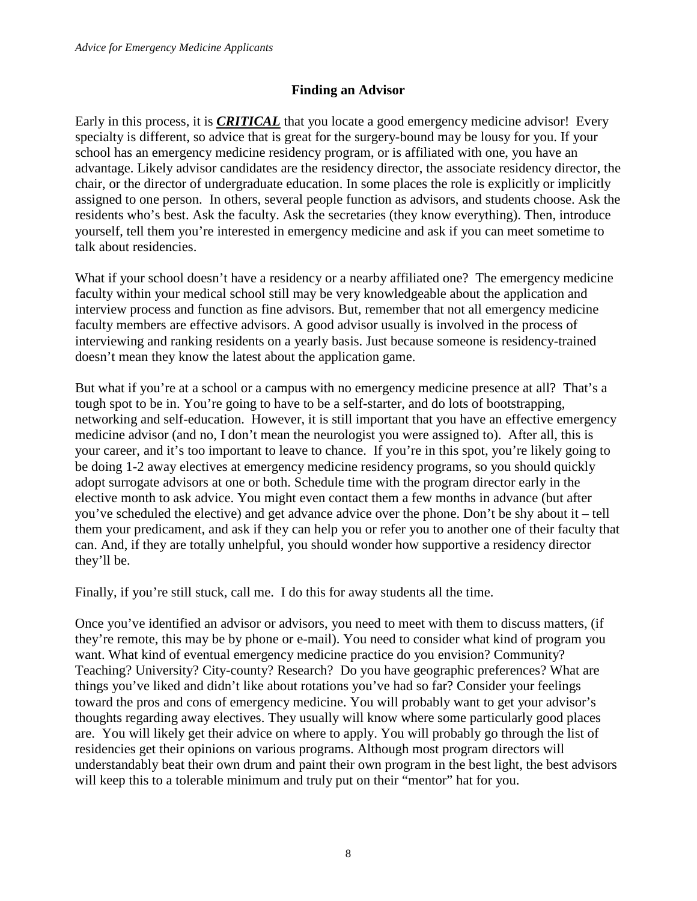## Finding an Advisor

Early in this process, it is ***CRITICAL*** that you locate a good emergency medicine advisor! Every specialty is different, so advice that is great for the surgery-bound may be lousy for you. If your school has an emergency medicine residency program, or is affiliated with one, you have an advantage. Likely advisor candidates are the residency director, the associate residency director, the chair, or the director of undergraduate education. In some places the role is explicitly or implicitly assigned to one person. In others, several people function as advisors, and students choose. Ask the residents who's best. Ask the faculty. Ask the secretaries (they know everything). Then, introduce yourself, tell them you're interested in emergency medicine and ask if you can meet sometime to talk about residencies.

What if your school doesn't have a residency or a nearby affiliated one? The emergency medicine faculty within your medical school still may be very knowledgeable about the application and interview process and function as fine advisors. But, remember that not all emergency medicine faculty members are effective advisors. A good advisor usually is involved in the process of interviewing and ranking residents on a yearly basis. Just because someone is residency-trained doesn't mean they know the latest about the application game.

But what if you're at a school or a campus with no emergency medicine presence at all? That's a tough spot to be in. You're going to have to be a self-starter, and do lots of bootstrapping, networking and self-education. However, it is still important that you have an effective emergency medicine advisor (and no, I don't mean the neurologist you were assigned to). After all, this is your career, and it's too important to leave to chance. If you're in this spot, you're likely going to be doing 1-2 away electives at emergency medicine residency programs, so you should quickly adopt surrogate advisors at one or both. Schedule time with the program director early in the elective month to ask advice. You might even contact them a few months in advance (but after you've scheduled the elective) and get advance advice over the phone. Don't be shy about it – tell them your predicament, and ask if they can help you or refer you to another one of their faculty that can. And, if they are totally unhelpful, you should wonder how supportive a residency director they'll be.

Finally, if you're still stuck, call me. I do this for away students all the time.

Once you've identified an advisor or advisors, you need to meet with them to discuss matters, (if they're remote, this may be by phone or e-mail). You need to consider what kind of program you want. What kind of eventual emergency medicine practice do you envision? Community? Teaching? University? City-county? Research? Do you have geographic preferences? What are things you've liked and didn't like about rotations you've had so far? Consider your feelings toward the pros and cons of emergency medicine. You will probably want to get your advisor's thoughts regarding away electives. They usually will know where some particularly good places are. You will likely get their advice on where to apply. You will probably go through the list of residencies get their opinions on various programs. Although most program directors will understandably beat their own drum and paint their own program in the best light, the best advisors will keep this to a tolerable minimum and truly put on their "mentor" hat for you.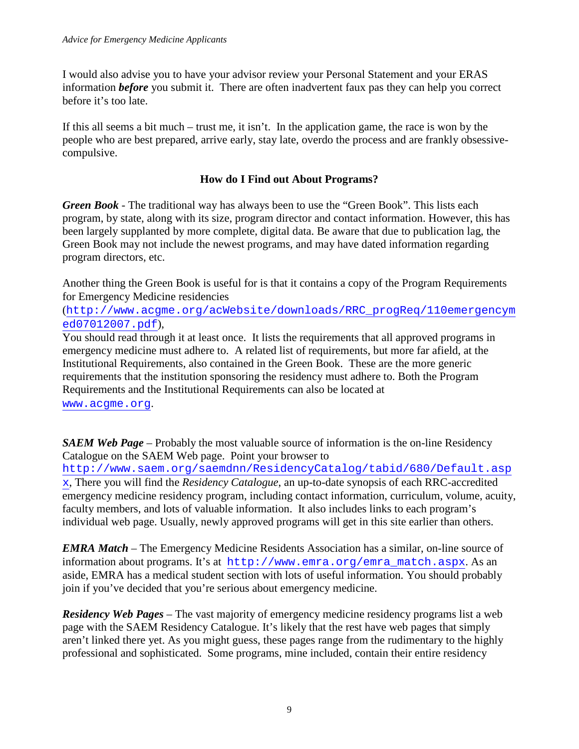I would also advise you to have your advisor review your Personal Statement and your ERAS information ***before*** you submit it. There are often inadvertent faux pas they can help you correct before it's too late.

If this all seems a bit much – trust me, it isn't. In the application game, the race is won by the people who are best prepared, arrive early, stay late, overdo the process and are frankly obsessive-compulsive.

### How do I Find out About Programs?

***Green Book*** - The traditional way has always been to use the "Green Book". This lists each program, by state, along with its size, program director and contact information. However, this has been largely supplanted by more complete, digital data. Be aware that due to publication lag, the Green Book may not include the newest programs, and may have dated information regarding program directors, etc.

Another thing the Green Book is useful for is that it contains a copy of the Program Requirements for Emergency Medicine residencies (http://www.acgme.org/acWebsite/downloads/RRC_progReq/110emergencymed07012007.pdf),
You should read through it at least once. It lists the requirements that all approved programs in emergency medicine must adhere to. A related list of requirements, but more far afield, at the Institutional Requirements, also contained in the Green Book. These are the more generic requirements that the institution sponsoring the residency must adhere to. Both the Program Requirements and the Institutional Requirements can also be located at www.acgme.org.

***SAEM Web Page*** – Probably the most valuable source of information is the on-line Residency Catalogue on the SAEM Web page. Point your browser to http://www.saem.org/saemdnn/ResidencyCatalog/tabid/680/Default.aspx, There you will find the *Residency Catalogue*, an up-to-date synopsis of each RRC-accredited emergency medicine residency program, including contact information, curriculum, volume, acuity, faculty members, and lots of valuable information. It also includes links to each program's individual web page. Usually, newly approved programs will get in this site earlier than others.

***EMRA Match*** – The Emergency Medicine Residents Association has a similar, on-line source of information about programs. It's at http://www.emra.org/emra_match.aspx. As an aside, EMRA has a medical student section with lots of useful information. You should probably join if you've decided that you're serious about emergency medicine.

***Residency Web Pages*** – The vast majority of emergency medicine residency programs list a web page with the SAEM Residency Catalogue. It's likely that the rest have web pages that simply aren't linked there yet. As you might guess, these pages range from the rudimentary to the highly professional and sophisticated. Some programs, mine included, contain their entire residency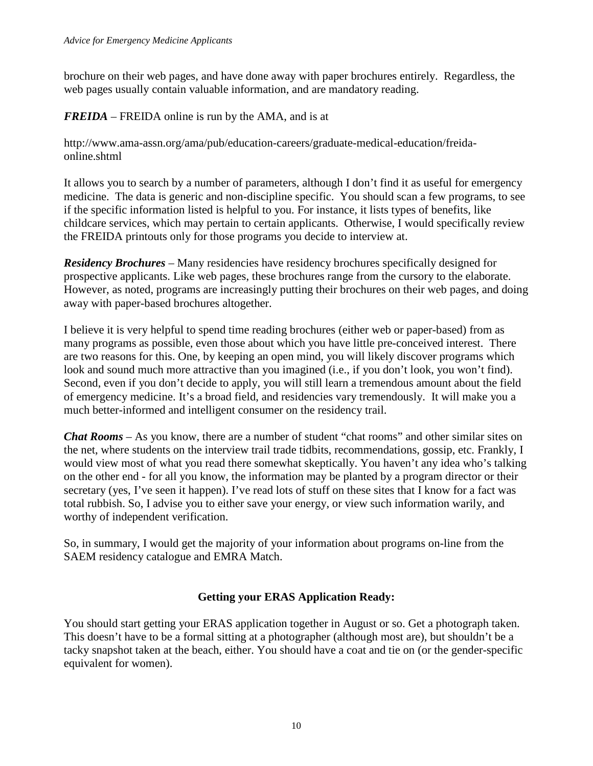brochure on their web pages, and have done away with paper brochures entirely. Regardless, the web pages usually contain valuable information, and are mandatory reading.

***FREIDA*** – FREIDA online is run by the AMA, and is at

http://www.ama-assn.org/ama/pub/education-careers/graduate-medical-education/freida-online.shtml

It allows you to search by a number of parameters, although I don't find it as useful for emergency medicine. The data is generic and non-discipline specific. You should scan a few programs, to see if the specific information listed is helpful to you. For instance, it lists types of benefits, like childcare services, which may pertain to certain applicants. Otherwise, I would specifically review the FREIDA printouts only for those programs you decide to interview at.

***Residency Brochures*** – Many residencies have residency brochures specifically designed for prospective applicants. Like web pages, these brochures range from the cursory to the elaborate. However, as noted, programs are increasingly putting their brochures on their web pages, and doing away with paper-based brochures altogether.

I believe it is very helpful to spend time reading brochures (either web or paper-based) from as many programs as possible, even those about which you have little pre-conceived interest. There are two reasons for this. One, by keeping an open mind, you will likely discover programs which look and sound much more attractive than you imagined (i.e., if you don't look, you won't find). Second, even if you don't decide to apply, you will still learn a tremendous amount about the field of emergency medicine. It's a broad field, and residencies vary tremendously. It will make you a much better-informed and intelligent consumer on the residency trail.

***Chat Rooms*** – As you know, there are a number of student "chat rooms" and other similar sites on the net, where students on the interview trail trade tidbits, recommendations, gossip, etc. Frankly, I would view most of what you read there somewhat skeptically. You haven't any idea who's talking on the other end - for all you know, the information may be planted by a program director or their secretary (yes, I've seen it happen). I've read lots of stuff on these sites that I know for a fact was total rubbish. So, I advise you to either save your energy, or view such information warily, and worthy of independent verification.

So, in summary, I would get the majority of your information about programs on-line from the SAEM residency catalogue and EMRA Match.

## Getting your ERAS Application Ready:

You should start getting your ERAS application together in August or so. Get a photograph taken. This doesn't have to be a formal sitting at a photographer (although most are), but shouldn't be a tacky snapshot taken at the beach, either. You should have a coat and tie on (or the gender-specific equivalent for women).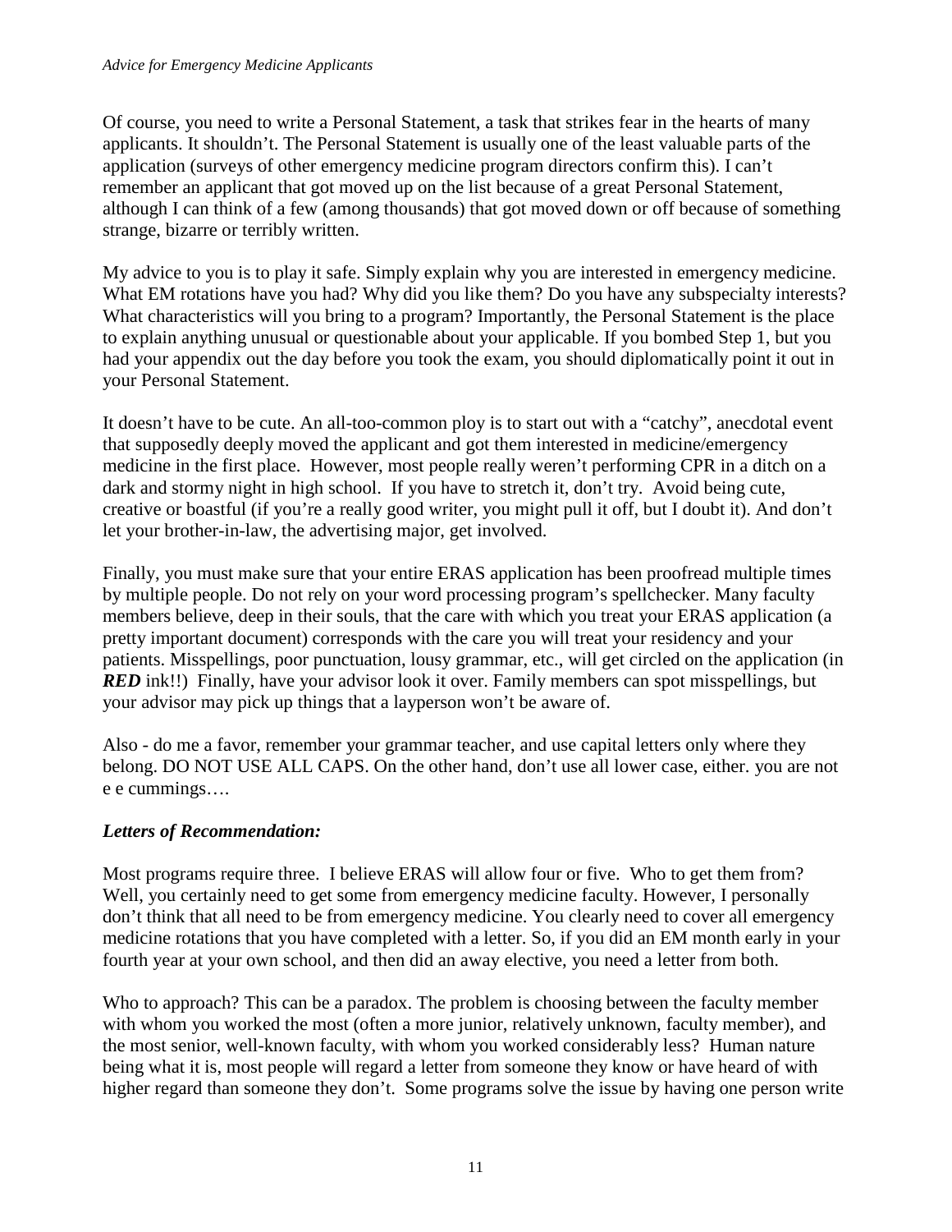Of course, you need to write a Personal Statement, a task that strikes fear in the hearts of many applicants. It shouldn't. The Personal Statement is usually one of the least valuable parts of the application (surveys of other emergency medicine program directors confirm this). I can't remember an applicant that got moved up on the list because of a great Personal Statement, although I can think of a few (among thousands) that got moved down or off because of something strange, bizarre or terribly written.

My advice to you is to play it safe. Simply explain why you are interested in emergency medicine. What EM rotations have you had? Why did you like them? Do you have any subspecialty interests? What characteristics will you bring to a program? Importantly, the Personal Statement is the place to explain anything unusual or questionable about your applicable. If you bombed Step 1, but you had your appendix out the day before you took the exam, you should diplomatically point it out in your Personal Statement.

It doesn't have to be cute. An all-too-common ploy is to start out with a "catchy", anecdotal event that supposedly deeply moved the applicant and got them interested in medicine/emergency medicine in the first place. However, most people really weren't performing CPR in a ditch on a dark and stormy night in high school. If you have to stretch it, don't try. Avoid being cute, creative or boastful (if you're a really good writer, you might pull it off, but I doubt it). And don't let your brother-in-law, the advertising major, get involved.

Finally, you must make sure that your entire ERAS application has been proofread multiple times by multiple people. Do not rely on your word processing program's spellchecker. Many faculty members believe, deep in their souls, that the care with which you treat your ERAS application (a pretty important document) corresponds with the care you will treat your residency and your patients. Misspellings, poor punctuation, lousy grammar, etc., will get circled on the application (in ***RED*** ink!!) Finally, have your advisor look it over. Family members can spot misspellings, but your advisor may pick up things that a layperson won't be aware of.

Also - do me a favor, remember your grammar teacher, and use capital letters only where they belong. DO NOT USE ALL CAPS. On the other hand, don't use all lower case, either. you are not e e cummings….

### *Letters of Recommendation:*

Most programs require three. I believe ERAS will allow four or five. Who to get them from? Well, you certainly need to get some from emergency medicine faculty. However, I personally don't think that all need to be from emergency medicine. You clearly need to cover all emergency medicine rotations that you have completed with a letter. So, if you did an EM month early in your fourth year at your own school, and then did an away elective, you need a letter from both.

Who to approach? This can be a paradox. The problem is choosing between the faculty member with whom you worked the most (often a more junior, relatively unknown, faculty member), and the most senior, well-known faculty, with whom you worked considerably less? Human nature being what it is, most people will regard a letter from someone they know or have heard of with higher regard than someone they don't. Some programs solve the issue by having one person write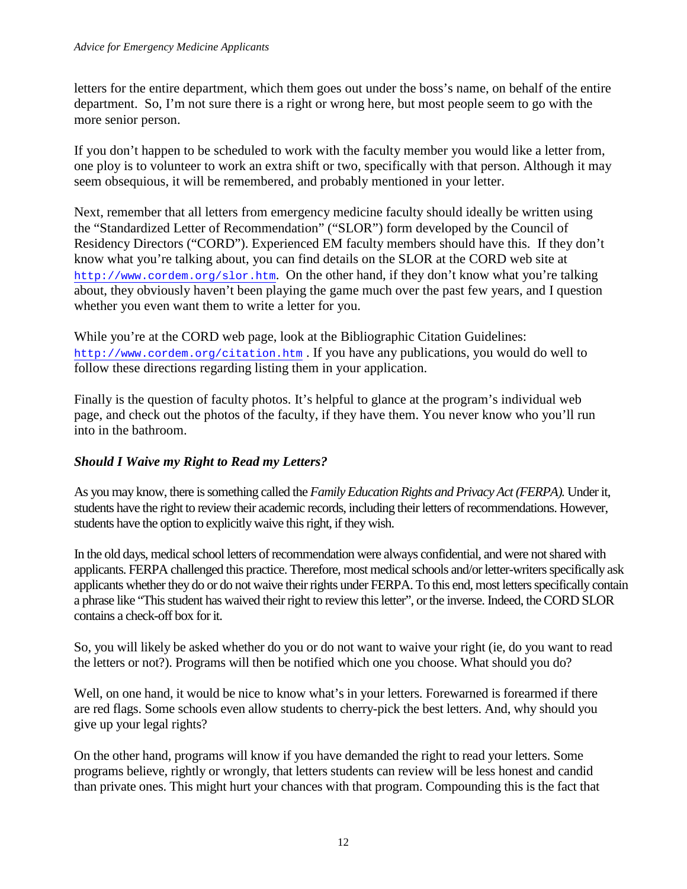letters for the entire department, which them goes out under the boss's name, on behalf of the entire department. So, I'm not sure there is a right or wrong here, but most people seem to go with the more senior person.

If you don't happen to be scheduled to work with the faculty member you would like a letter from, one ploy is to volunteer to work an extra shift or two, specifically with that person. Although it may seem obsequious, it will be remembered, and probably mentioned in your letter.

Next, remember that all letters from emergency medicine faculty should ideally be written using the "Standardized Letter of Recommendation" ("SLOR") form developed by the Council of Residency Directors ("CORD"). Experienced EM faculty members should have this. If they don't know what you're talking about, you can find details on the SLOR at the CORD web site at http://www.cordem.org/slor.htm. On the other hand, if they don't know what you're talking about, they obviously haven't been playing the game much over the past few years, and I question whether you even want them to write a letter for you.

While you're at the CORD web page, look at the Bibliographic Citation Guidelines: http://www.cordem.org/citation.htm . If you have any publications, you would do well to follow these directions regarding listing them in your application.

Finally is the question of faculty photos. It's helpful to glance at the program's individual web page, and check out the photos of the faculty, if they have them. You never know who you'll run into in the bathroom.

### *Should I Waive my Right to Read my Letters?*

As you may know, there is something called the *Family Education Rights and Privacy Act (FERPA).* Under it, students have the right to review their academic records, including their letters of recommendations. However, students have the option to explicitly waive this right, if they wish.

In the old days, medical school letters of recommendation were always confidential, and were not shared with applicants. FERPA challenged this practice. Therefore, most medical schools and/or letter-writers specifically ask applicants whether they do or do not waive their rights under FERPA. To this end, most letters specifically contain a phrase like "This student has waived their right to review this letter", or the inverse. Indeed, the CORD SLOR contains a check-off box for it.

So, you will likely be asked whether do you or do not want to waive your right (ie, do you want to read the letters or not?). Programs will then be notified which one you choose. What should you do?

Well, on one hand, it would be nice to know what's in your letters. Forewarned is forearmed if there are red flags. Some schools even allow students to cherry-pick the best letters. And, why should you give up your legal rights?

On the other hand, programs will know if you have demanded the right to read your letters. Some programs believe, rightly or wrongly, that letters students can review will be less honest and candid than private ones. This might hurt your chances with that program. Compounding this is the fact that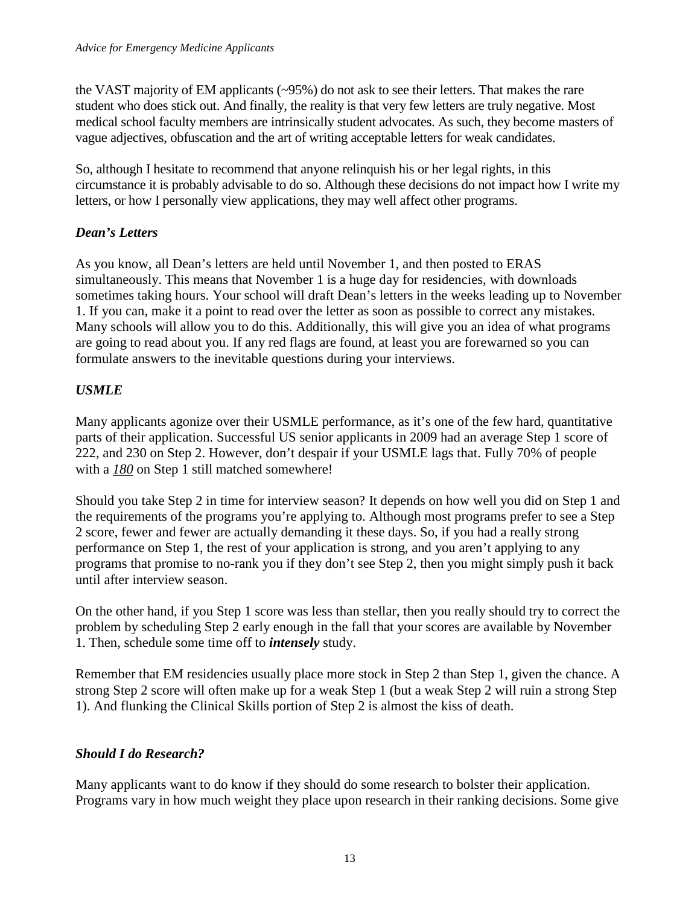the VAST majority of EM applicants (~95%) do not ask to see their letters. That makes the rare student who does stick out. And finally, the reality is that very few letters are truly negative. Most medical school faculty members are intrinsically student advocates. As such, they become masters of vague adjectives, obfuscation and the art of writing acceptable letters for weak candidates.

So, although I hesitate to recommend that anyone relinquish his or her legal rights, in this circumstance it is probably advisable to do so. Although these decisions do not impact how I write my letters, or how I personally view applications, they may well affect other programs.

### *Dean's Letters*

As you know, all Dean's letters are held until November 1, and then posted to ERAS simultaneously. This means that November 1 is a huge day for residencies, with downloads sometimes taking hours. Your school will draft Dean's letters in the weeks leading up to November 1. If you can, make it a point to read over the letter as soon as possible to correct any mistakes. Many schools will allow you to do this. Additionally, this will give you an idea of what programs are going to read about you. If any red flags are found, at least you are forewarned so you can formulate answers to the inevitable questions during your interviews.

### *USMLE*

Many applicants agonize over their USMLE performance, as it's one of the few hard, quantitative parts of their application. Successful US senior applicants in 2009 had an average Step 1 score of 222, and 230 on Step 2. However, don't despair if your USMLE lags that. Fully 70% of people with a ***180*** on Step 1 still matched somewhere!

Should you take Step 2 in time for interview season? It depends on how well you did on Step 1 and the requirements of the programs you're applying to. Although most programs prefer to see a Step 2 score, fewer and fewer are actually demanding it these days. So, if you had a really strong performance on Step 1, the rest of your application is strong, and you aren't applying to any programs that promise to no-rank you if they don't see Step 2, then you might simply push it back until after interview season.

On the other hand, if you Step 1 score was less than stellar, then you really should try to correct the problem by scheduling Step 2 early enough in the fall that your scores are available by November 1. Then, schedule some time off to ***intensely*** study.

Remember that EM residencies usually place more stock in Step 2 than Step 1, given the chance. A strong Step 2 score will often make up for a weak Step 1 (but a weak Step 2 will ruin a strong Step 1). And flunking the Clinical Skills portion of Step 2 is almost the kiss of death.

### *Should I do Research?*

Many applicants want to do know if they should do some research to bolster their application. Programs vary in how much weight they place upon research in their ranking decisions. Some give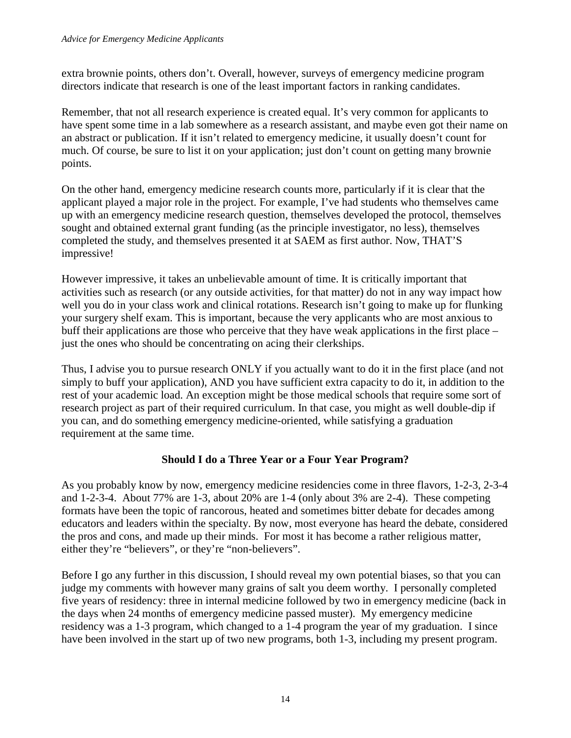extra brownie points, others don't. Overall, however, surveys of emergency medicine program directors indicate that research is one of the least important factors in ranking candidates.

Remember, that not all research experience is created equal. It's very common for applicants to have spent some time in a lab somewhere as a research assistant, and maybe even got their name on an abstract or publication. If it isn't related to emergency medicine, it usually doesn't count for much. Of course, be sure to list it on your application; just don't count on getting many brownie points.

On the other hand, emergency medicine research counts more, particularly if it is clear that the applicant played a major role in the project. For example, I've had students who themselves came up with an emergency medicine research question, themselves developed the protocol, themselves sought and obtained external grant funding (as the principle investigator, no less), themselves completed the study, and themselves presented it at SAEM as first author. Now, THAT'S impressive!

However impressive, it takes an unbelievable amount of time. It is critically important that activities such as research (or any outside activities, for that matter) do not in any way impact how well you do in your class work and clinical rotations. Research isn't going to make up for flunking your surgery shelf exam. This is important, because the very applicants who are most anxious to buff their applications are those who perceive that they have weak applications in the first place – just the ones who should be concentrating on acing their clerkships.

Thus, I advise you to pursue research ONLY if you actually want to do it in the first place (and not simply to buff your application), AND you have sufficient extra capacity to do it, in addition to the rest of your academic load. An exception might be those medical schools that require some sort of research project as part of their required curriculum. In that case, you might as well double-dip if you can, and do something emergency medicine-oriented, while satisfying a graduation requirement at the same time.

## Should I do a Three Year or a Four Year Program?

As you probably know by now, emergency medicine residencies come in three flavors, 1-2-3, 2-3-4 and 1-2-3-4. About 77% are 1-3, about 20% are 1-4 (only about 3% are 2-4). These competing formats have been the topic of rancorous, heated and sometimes bitter debate for decades among educators and leaders within the specialty. By now, most everyone has heard the debate, considered the pros and cons, and made up their minds. For most it has become a rather religious matter, either they're "believers", or they're "non-believers".

Before I go any further in this discussion, I should reveal my own potential biases, so that you can judge my comments with however many grains of salt you deem worthy. I personally completed five years of residency: three in internal medicine followed by two in emergency medicine (back in the days when 24 months of emergency medicine passed muster). My emergency medicine residency was a 1-3 program, which changed to a 1-4 program the year of my graduation. I since have been involved in the start up of two new programs, both 1-3, including my present program.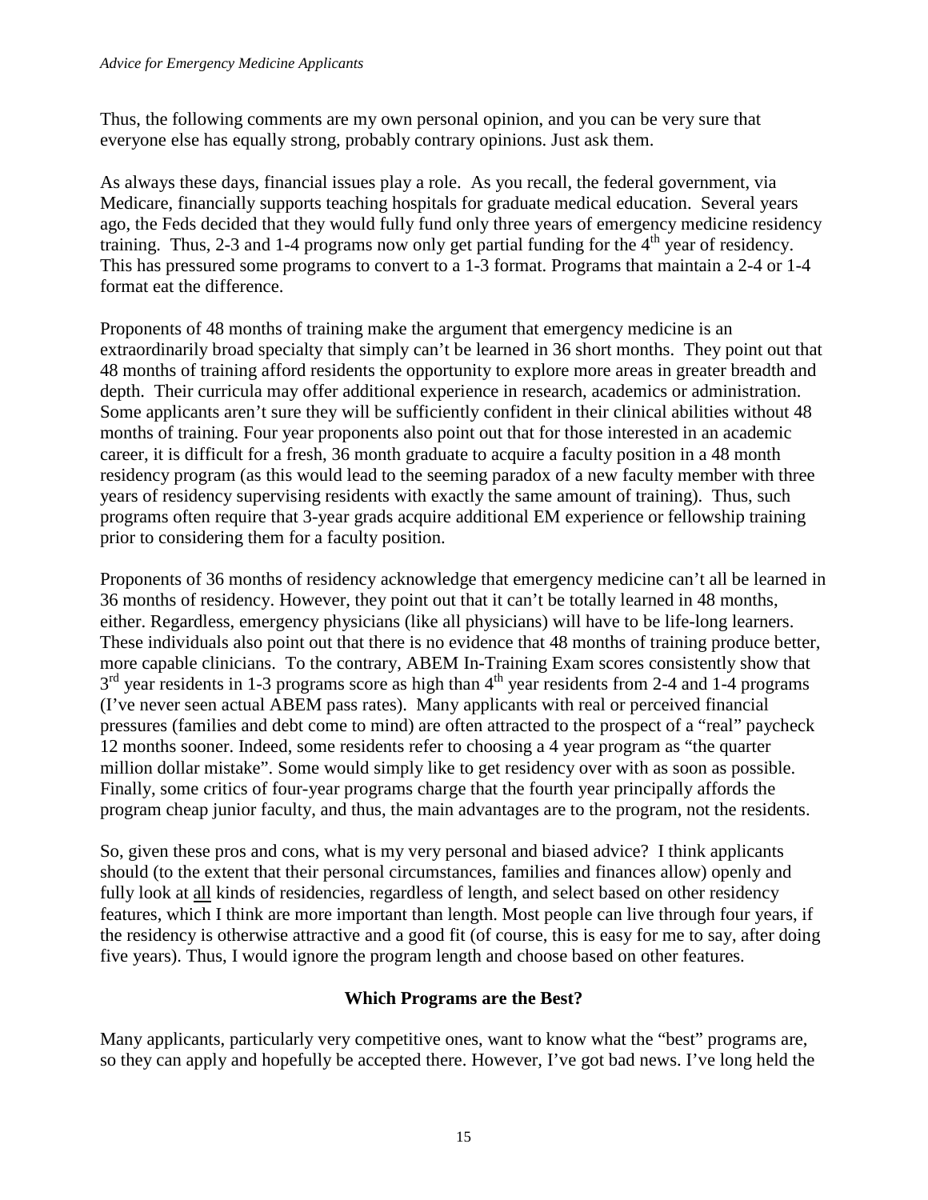Thus, the following comments are my own personal opinion, and you can be very sure that everyone else has equally strong, probably contrary opinions. Just ask them.

As always these days, financial issues play a role. As you recall, the federal government, via Medicare, financially supports teaching hospitals for graduate medical education. Several years ago, the Feds decided that they would fully fund only three years of emergency medicine residency training. Thus, 2-3 and 1-4 programs now only get partial funding for the 4th year of residency. This has pressured some programs to convert to a 1-3 format. Programs that maintain a 2-4 or 1-4 format eat the difference.

Proponents of 48 months of training make the argument that emergency medicine is an extraordinarily broad specialty that simply can't be learned in 36 short months. They point out that 48 months of training afford residents the opportunity to explore more areas in greater breadth and depth. Their curricula may offer additional experience in research, academics or administration. Some applicants aren't sure they will be sufficiently confident in their clinical abilities without 48 months of training. Four year proponents also point out that for those interested in an academic career, it is difficult for a fresh, 36 month graduate to acquire a faculty position in a 48 month residency program (as this would lead to the seeming paradox of a new faculty member with three years of residency supervising residents with exactly the same amount of training). Thus, such programs often require that 3-year grads acquire additional EM experience or fellowship training prior to considering them for a faculty position.

Proponents of 36 months of residency acknowledge that emergency medicine can't all be learned in 36 months of residency. However, they point out that it can't be totally learned in 48 months, either. Regardless, emergency physicians (like all physicians) will have to be life-long learners. These individuals also point out that there is no evidence that 48 months of training produce better, more capable clinicians. To the contrary, ABEM In-Training Exam scores consistently show that 3rd year residents in 1-3 programs score as high than 4th year residents from 2-4 and 1-4 programs (I've never seen actual ABEM pass rates). Many applicants with real or perceived financial pressures (families and debt come to mind) are often attracted to the prospect of a "real" paycheck 12 months sooner. Indeed, some residents refer to choosing a 4 year program as "the quarter million dollar mistake". Some would simply like to get residency over with as soon as possible. Finally, some critics of four-year programs charge that the fourth year principally affords the program cheap junior faculty, and thus, the main advantages are to the program, not the residents.

So, given these pros and cons, what is my very personal and biased advice? I think applicants should (to the extent that their personal circumstances, families and finances allow) openly and fully look at <u>all</u> kinds of residencies, regardless of length, and select based on other residency features, which I think are more important than length. Most people can live through four years, if the residency is otherwise attractive and a good fit (of course, this is easy for me to say, after doing five years). Thus, I would ignore the program length and choose based on other features.

## Which Programs are the Best?

Many applicants, particularly very competitive ones, want to know what the "best" programs are, so they can apply and hopefully be accepted there. However, I've got bad news. I've long held the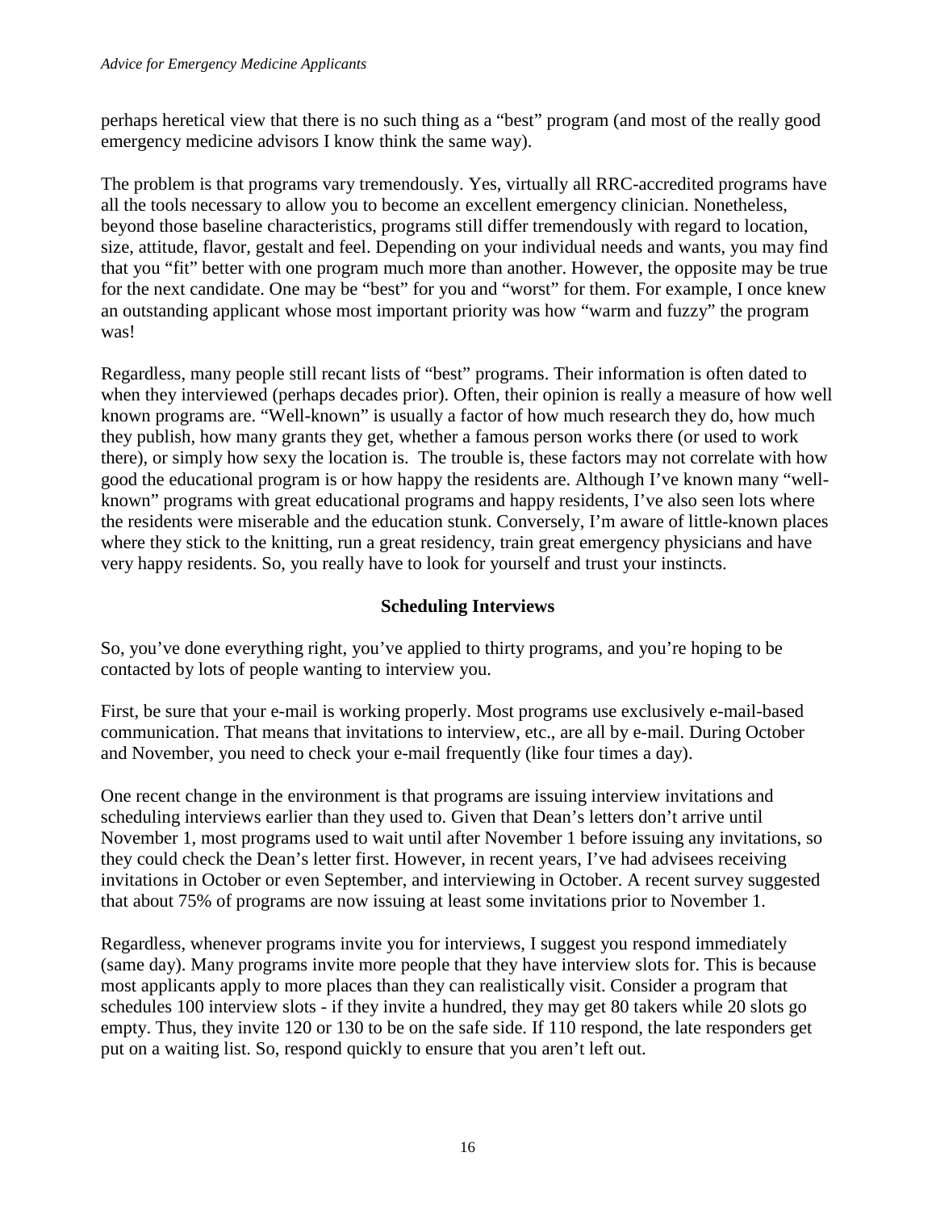perhaps heretical view that there is no such thing as a "best" program (and most of the really good emergency medicine advisors I know think the same way).

The problem is that programs vary tremendously. Yes, virtually all RRC-accredited programs have all the tools necessary to allow you to become an excellent emergency clinician. Nonetheless, beyond those baseline characteristics, programs still differ tremendously with regard to location, size, attitude, flavor, gestalt and feel. Depending on your individual needs and wants, you may find that you "fit" better with one program much more than another. However, the opposite may be true for the next candidate. One may be "best" for you and "worst" for them. For example, I once knew an outstanding applicant whose most important priority was how "warm and fuzzy" the program was!

Regardless, many people still recant lists of "best" programs. Their information is often dated to when they interviewed (perhaps decades prior). Often, their opinion is really a measure of how well known programs are. "Well-known" is usually a factor of how much research they do, how much they publish, how many grants they get, whether a famous person works there (or used to work there), or simply how sexy the location is. The trouble is, these factors may not correlate with how good the educational program is or how happy the residents are. Although I've known many "well-known" programs with great educational programs and happy residents, I've also seen lots where the residents were miserable and the education stunk. Conversely, I'm aware of little-known places where they stick to the knitting, run a great residency, train great emergency physicians and have very happy residents. So, you really have to look for yourself and trust your instincts.

## Scheduling Interviews

So, you've done everything right, you've applied to thirty programs, and you're hoping to be contacted by lots of people wanting to interview you.

First, be sure that your e-mail is working properly. Most programs use exclusively e-mail-based communication. That means that invitations to interview, etc., are all by e-mail. During October and November, you need to check your e-mail frequently (like four times a day).

One recent change in the environment is that programs are issuing interview invitations and scheduling interviews earlier than they used to. Given that Dean's letters don't arrive until November 1, most programs used to wait until after November 1 before issuing any invitations, so they could check the Dean's letter first. However, in recent years, I've had advisees receiving invitations in October or even September, and interviewing in October. A recent survey suggested that about 75% of programs are now issuing at least some invitations prior to November 1.

Regardless, whenever programs invite you for interviews, I suggest you respond immediately (same day). Many programs invite more people that they have interview slots for. This is because most applicants apply to more places than they can realistically visit. Consider a program that schedules 100 interview slots - if they invite a hundred, they may get 80 takers while 20 slots go empty. Thus, they invite 120 or 130 to be on the safe side. If 110 respond, the late responders get put on a waiting list. So, respond quickly to ensure that you aren't left out.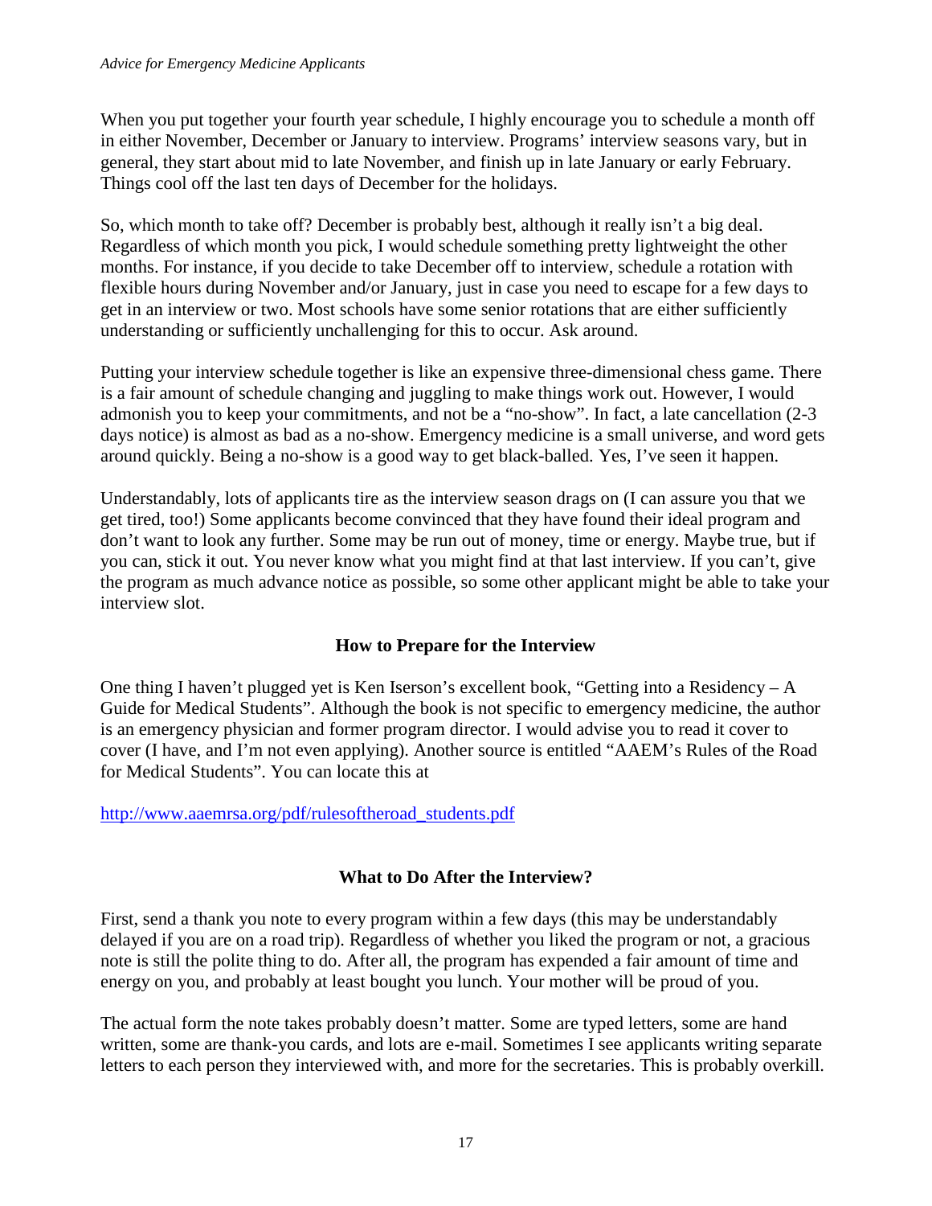When you put together your fourth year schedule, I highly encourage you to schedule a month off in either November, December or January to interview. Programs' interview seasons vary, but in general, they start about mid to late November, and finish up in late January or early February. Things cool off the last ten days of December for the holidays.

So, which month to take off? December is probably best, although it really isn't a big deal. Regardless of which month you pick, I would schedule something pretty lightweight the other months. For instance, if you decide to take December off to interview, schedule a rotation with flexible hours during November and/or January, just in case you need to escape for a few days to get in an interview or two. Most schools have some senior rotations that are either sufficiently understanding or sufficiently unchallenging for this to occur. Ask around.

Putting your interview schedule together is like an expensive three-dimensional chess game. There is a fair amount of schedule changing and juggling to make things work out. However, I would admonish you to keep your commitments, and not be a "no-show". In fact, a late cancellation (2-3 days notice) is almost as bad as a no-show. Emergency medicine is a small universe, and word gets around quickly. Being a no-show is a good way to get black-balled. Yes, I've seen it happen.

Understandably, lots of applicants tire as the interview season drags on (I can assure you that we get tired, too!) Some applicants become convinced that they have found their ideal program and don't want to look any further. Some may be run out of money, time or energy. Maybe true, but if you can, stick it out. You never know what you might find at that last interview. If you can't, give the program as much advance notice as possible, so some other applicant might be able to take your interview slot.

## How to Prepare for the Interview

One thing I haven't plugged yet is Ken Iserson's excellent book, "Getting into a Residency – A Guide for Medical Students". Although the book is not specific to emergency medicine, the author is an emergency physician and former program director. I would advise you to read it cover to cover (I have, and I'm not even applying). Another source is entitled "AAEM's Rules of the Road for Medical Students". You can locate this at

http://www.aaemrsa.org/pdf/rulesoftheroad_students.pdf

## What to Do After the Interview?

First, send a thank you note to every program within a few days (this may be understandably delayed if you are on a road trip). Regardless of whether you liked the program or not, a gracious note is still the polite thing to do. After all, the program has expended a fair amount of time and energy on you, and probably at least bought you lunch. Your mother will be proud of you.

The actual form the note takes probably doesn't matter. Some are typed letters, some are hand written, some are thank-you cards, and lots are e-mail. Sometimes I see applicants writing separate letters to each person they interviewed with, and more for the secretaries. This is probably overkill.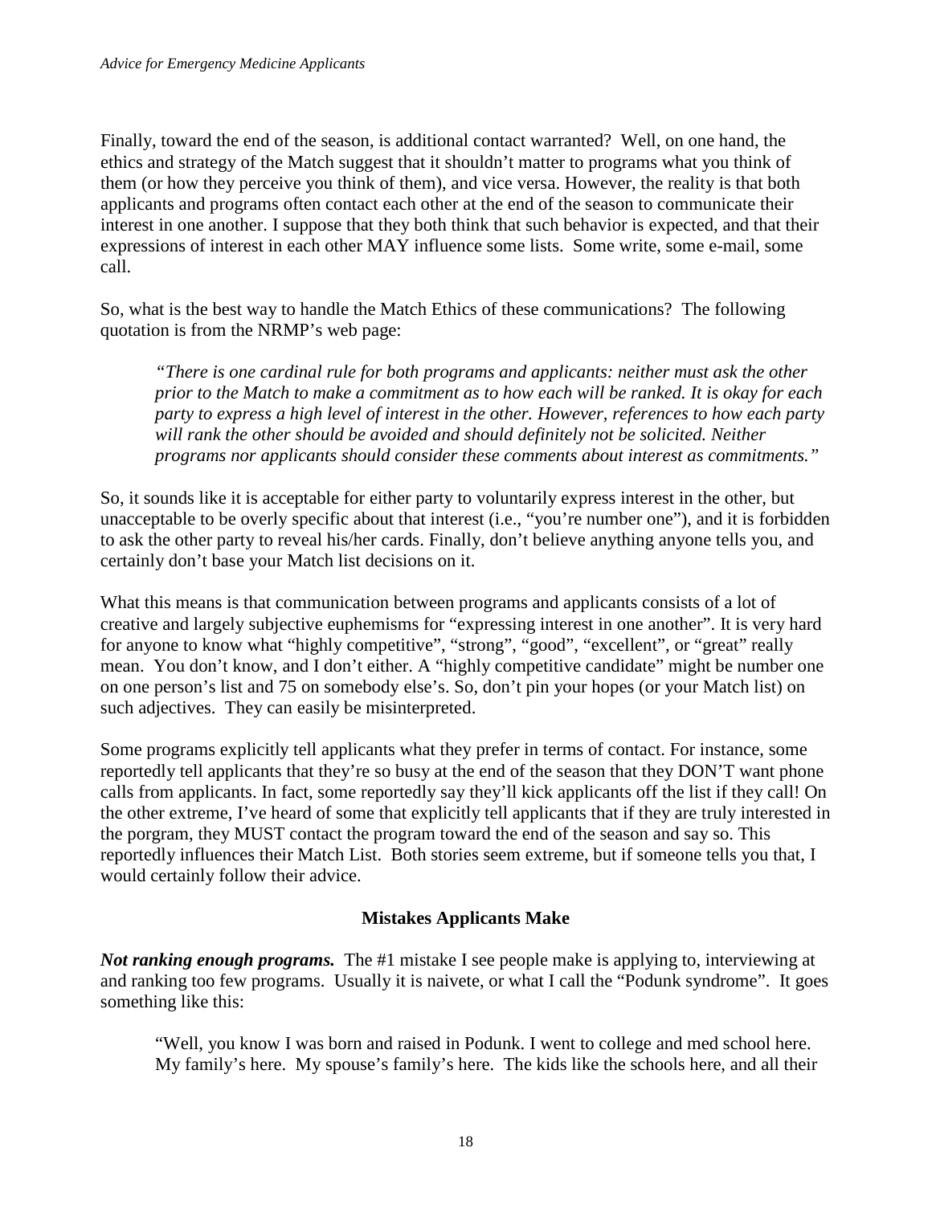Finally, toward the end of the season, is additional contact warranted? Well, on one hand, the ethics and strategy of the Match suggest that it shouldn't matter to programs what you think of them (or how they perceive you think of them), and vice versa. However, the reality is that both applicants and programs often contact each other at the end of the season to communicate their interest in one another. I suppose that they both think that such behavior is expected, and that their expressions of interest in each other MAY influence some lists. Some write, some e-mail, some call.

So, what is the best way to handle the Match Ethics of these communications? The following quotation is from the NRMP's web page:

> *"There is one cardinal rule for both programs and applicants: neither must ask the other prior to the Match to make a commitment as to how each will be ranked. It is okay for each party to express a high level of interest in the other. However, references to how each party will rank the other should be avoided and should definitely not be solicited. Neither programs nor applicants should consider these comments about interest as commitments."*

So, it sounds like it is acceptable for either party to voluntarily express interest in the other, but unacceptable to be overly specific about that interest (i.e., "you're number one"), and it is forbidden to ask the other party to reveal his/her cards. Finally, don't believe anything anyone tells you, and certainly don't base your Match list decisions on it.

What this means is that communication between programs and applicants consists of a lot of creative and largely subjective euphemisms for "expressing interest in one another". It is very hard for anyone to know what "highly competitive", "strong", "good", "excellent", or "great" really mean. You don't know, and I don't either. A "highly competitive candidate" might be number one on one person's list and 75 on somebody else's. So, don't pin your hopes (or your Match list) on such adjectives. They can easily be misinterpreted.

Some programs explicitly tell applicants what they prefer in terms of contact. For instance, some reportedly tell applicants that they're so busy at the end of the season that they DON'T want phone calls from applicants. In fact, some reportedly say they'll kick applicants off the list if they call! On the other extreme, I've heard of some that explicitly tell applicants that if they are truly interested in the porgram, they MUST contact the program toward the end of the season and say so. This reportedly influences their Match List. Both stories seem extreme, but if someone tells you that, I would certainly follow their advice.

## Mistakes Applicants Make

***Not ranking enough programs.*** The #1 mistake I see people make is applying to, interviewing at and ranking too few programs. Usually it is naivete, or what I call the "Podunk syndrome". It goes something like this:

> "Well, you know I was born and raised in Podunk. I went to college and med school here. My family's here. My spouse's family's here. The kids like the schools here, and all their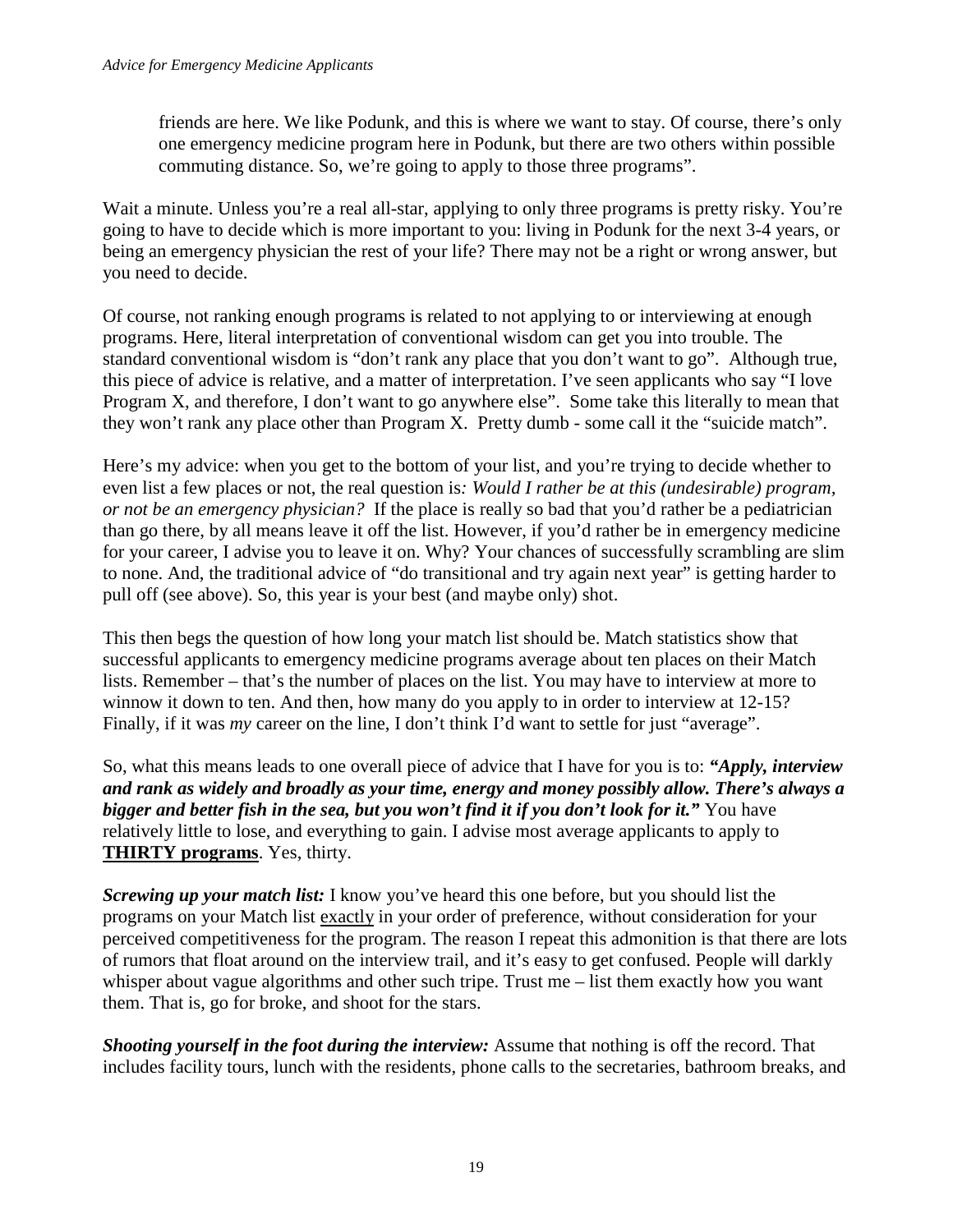> friends are here. We like Podunk, and this is where we want to stay. Of course, there's only one emergency medicine program here in Podunk, but there are two others within possible commuting distance. So, we're going to apply to those three programs".

Wait a minute. Unless you're a real all-star, applying to only three programs is pretty risky. You're going to have to decide which is more important to you: living in Podunk for the next 3-4 years, or being an emergency physician the rest of your life? There may not be a right or wrong answer, but you need to decide.

Of course, not ranking enough programs is related to not applying to or interviewing at enough programs. Here, literal interpretation of conventional wisdom can get you into trouble. The standard conventional wisdom is "don't rank any place that you don't want to go". Although true, this piece of advice is relative, and a matter of interpretation. I've seen applicants who say "I love Program X, and therefore, I don't want to go anywhere else". Some take this literally to mean that they won't rank any place other than Program X. Pretty dumb - some call it the "suicide match".

Here's my advice: when you get to the bottom of your list, and you're trying to decide whether to even list a few places or not, the real question is*: Would I rather be at this (undesirable) program, or not be an emergency physician?* If the place is really so bad that you'd rather be a pediatrician than go there, by all means leave it off the list. However, if you'd rather be in emergency medicine for your career, I advise you to leave it on. Why? Your chances of successfully scrambling are slim to none. And, the traditional advice of "do transitional and try again next year" is getting harder to pull off (see above). So, this year is your best (and maybe only) shot.

This then begs the question of how long your match list should be. Match statistics show that successful applicants to emergency medicine programs average about ten places on their Match lists. Remember – that's the number of places on the list. You may have to interview at more to winnow it down to ten. And then, how many do you apply to in order to interview at 12-15? Finally, if it was *my* career on the line, I don't think I'd want to settle for just "average".

So, what this means leads to one overall piece of advice that I have for you is to: ***"Apply, interview and rank as widely and broadly as your time, energy and money possibly allow. There's always a bigger and better fish in the sea, but you won't find it if you don't look for it."*** You have relatively little to lose, and everything to gain. I advise most average applicants to apply to <u>**THIRTY programs**</u>. Yes, thirty.

***Screwing up your match list:*** I know you've heard this one before, but you should list the programs on your Match list <u>exactly</u> in your order of preference, without consideration for your perceived competitiveness for the program. The reason I repeat this admonition is that there are lots of rumors that float around on the interview trail, and it's easy to get confused. People will darkly whisper about vague algorithms and other such tripe. Trust me – list them exactly how you want them. That is, go for broke, and shoot for the stars.

***Shooting yourself in the foot during the interview:*** Assume that nothing is off the record. That includes facility tours, lunch with the residents, phone calls to the secretaries, bathroom breaks, and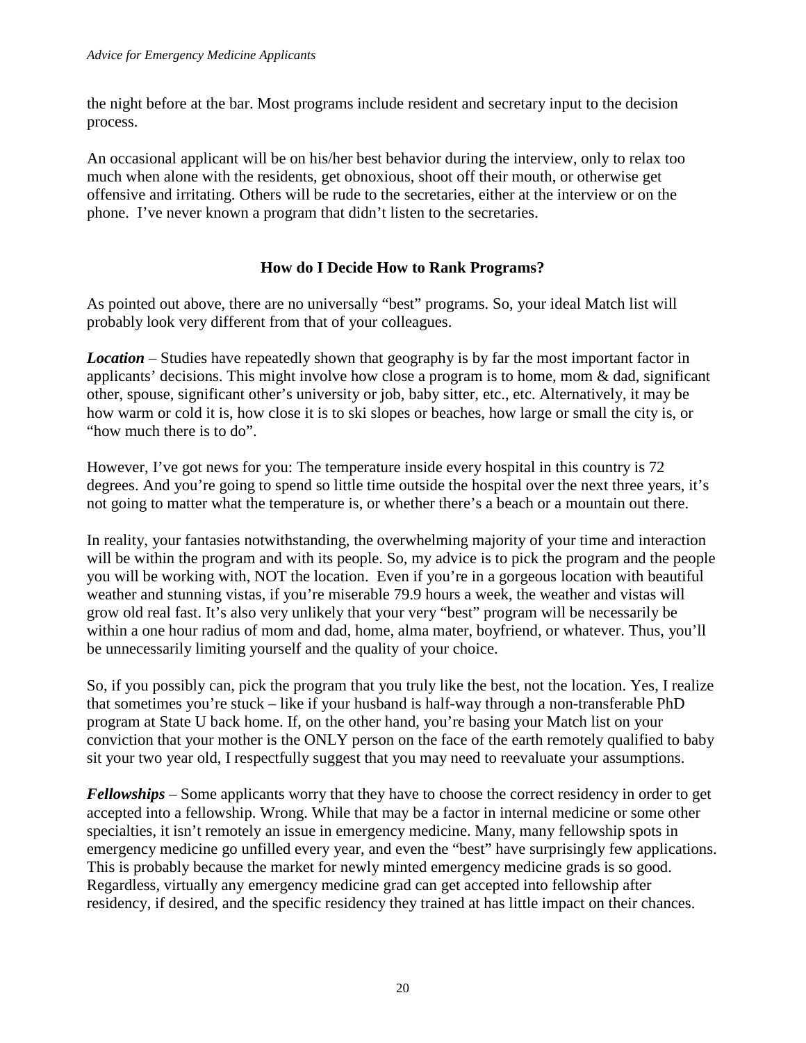the night before at the bar. Most programs include resident and secretary input to the decision process.

An occasional applicant will be on his/her best behavior during the interview, only to relax too much when alone with the residents, get obnoxious, shoot off their mouth, or otherwise get offensive and irritating. Others will be rude to the secretaries, either at the interview or on the phone. I've never known a program that didn't listen to the secretaries.

### How do I Decide How to Rank Programs?

As pointed out above, there are no universally "best" programs. So, your ideal Match list will probably look very different from that of your colleagues.

***Location*** – Studies have repeatedly shown that geography is by far the most important factor in applicants' decisions. This might involve how close a program is to home, mom & dad, significant other, spouse, significant other's university or job, baby sitter, etc., etc. Alternatively, it may be how warm or cold it is, how close it is to ski slopes or beaches, how large or small the city is, or "how much there is to do".

However, I've got news for you: The temperature inside every hospital in this country is 72 degrees. And you're going to spend so little time outside the hospital over the next three years, it's not going to matter what the temperature is, or whether there's a beach or a mountain out there.

In reality, your fantasies notwithstanding, the overwhelming majority of your time and interaction will be within the program and with its people. So, my advice is to pick the program and the people you will be working with, NOT the location. Even if you're in a gorgeous location with beautiful weather and stunning vistas, if you're miserable 79.9 hours a week, the weather and vistas will grow old real fast. It's also very unlikely that your very "best" program will be necessarily be within a one hour radius of mom and dad, home, alma mater, boyfriend, or whatever. Thus, you'll be unnecessarily limiting yourself and the quality of your choice.

So, if you possibly can, pick the program that you truly like the best, not the location. Yes, I realize that sometimes you're stuck – like if your husband is half-way through a non-transferable PhD program at State U back home. If, on the other hand, you're basing your Match list on your conviction that your mother is the ONLY person on the face of the earth remotely qualified to baby sit your two year old, I respectfully suggest that you may need to reevaluate your assumptions.

***Fellowships*** – Some applicants worry that they have to choose the correct residency in order to get accepted into a fellowship. Wrong. While that may be a factor in internal medicine or some other specialties, it isn't remotely an issue in emergency medicine. Many, many fellowship spots in emergency medicine go unfilled every year, and even the "best" have surprisingly few applications. This is probably because the market for newly minted emergency medicine grads is so good. Regardless, virtually any emergency medicine grad can get accepted into fellowship after residency, if desired, and the specific residency they trained at has little impact on their chances.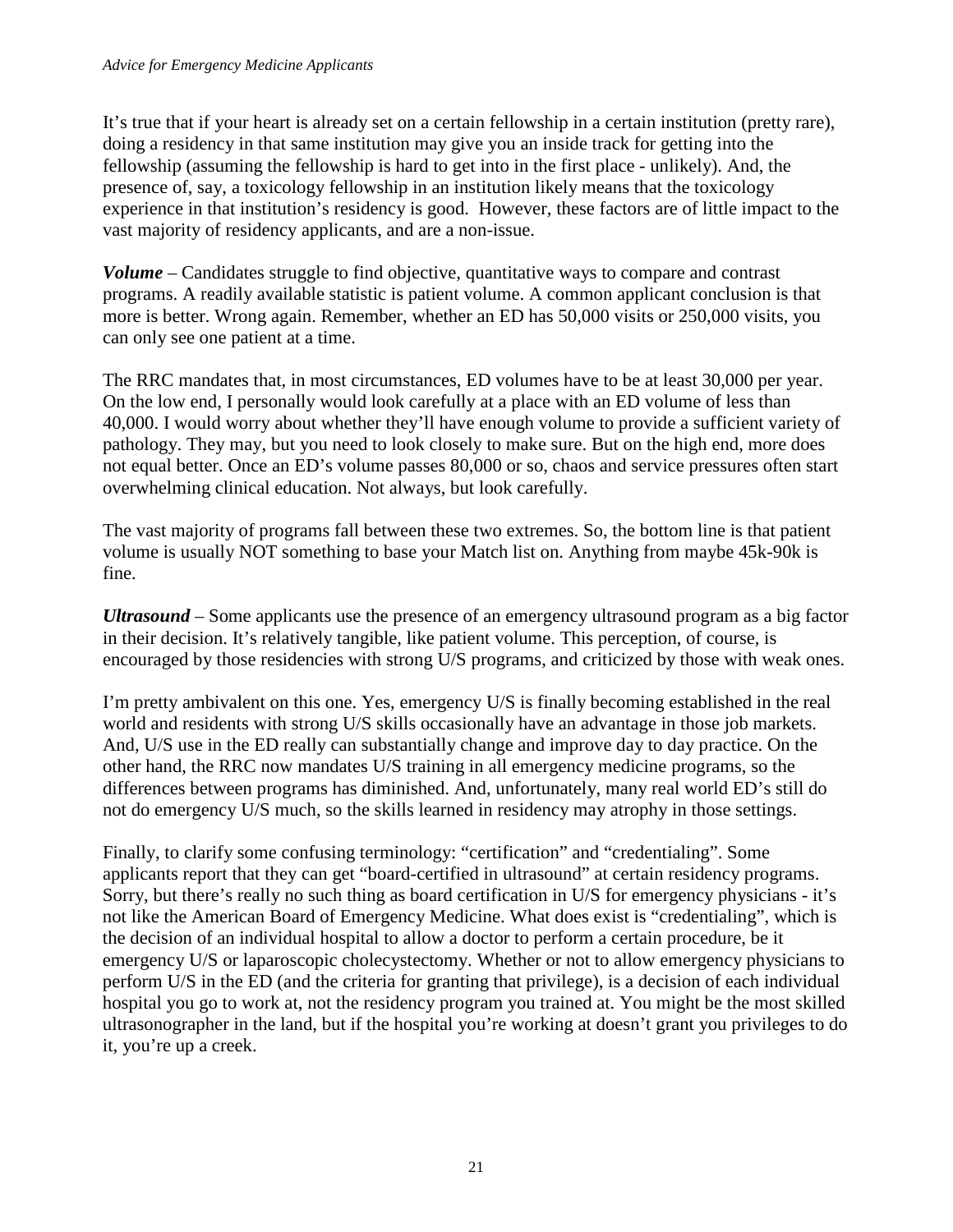It's true that if your heart is already set on a certain fellowship in a certain institution (pretty rare), doing a residency in that same institution may give you an inside track for getting into the fellowship (assuming the fellowship is hard to get into in the first place - unlikely). And, the presence of, say, a toxicology fellowship in an institution likely means that the toxicology experience in that institution's residency is good. However, these factors are of little impact to the vast majority of residency applicants, and are a non-issue.

***Volume*** – Candidates struggle to find objective, quantitative ways to compare and contrast programs. A readily available statistic is patient volume. A common applicant conclusion is that more is better. Wrong again. Remember, whether an ED has 50,000 visits or 250,000 visits, you can only see one patient at a time.

The RRC mandates that, in most circumstances, ED volumes have to be at least 30,000 per year. On the low end, I personally would look carefully at a place with an ED volume of less than 40,000. I would worry about whether they'll have enough volume to provide a sufficient variety of pathology. They may, but you need to look closely to make sure. But on the high end, more does not equal better. Once an ED's volume passes 80,000 or so, chaos and service pressures often start overwhelming clinical education. Not always, but look carefully.

The vast majority of programs fall between these two extremes. So, the bottom line is that patient volume is usually NOT something to base your Match list on. Anything from maybe 45k-90k is fine.

***Ultrasound*** – Some applicants use the presence of an emergency ultrasound program as a big factor in their decision. It's relatively tangible, like patient volume. This perception, of course, is encouraged by those residencies with strong U/S programs, and criticized by those with weak ones.

I'm pretty ambivalent on this one. Yes, emergency U/S is finally becoming established in the real world and residents with strong U/S skills occasionally have an advantage in those job markets. And, U/S use in the ED really can substantially change and improve day to day practice. On the other hand, the RRC now mandates U/S training in all emergency medicine programs, so the differences between programs has diminished. And, unfortunately, many real world ED's still do not do emergency U/S much, so the skills learned in residency may atrophy in those settings.

Finally, to clarify some confusing terminology: "certification" and "credentialing". Some applicants report that they can get "board-certified in ultrasound" at certain residency programs. Sorry, but there's really no such thing as board certification in U/S for emergency physicians - it's not like the American Board of Emergency Medicine. What does exist is "credentialing", which is the decision of an individual hospital to allow a doctor to perform a certain procedure, be it emergency U/S or laparoscopic cholecystectomy. Whether or not to allow emergency physicians to perform U/S in the ED (and the criteria for granting that privilege), is a decision of each individual hospital you go to work at, not the residency program you trained at. You might be the most skilled ultrasonographer in the land, but if the hospital you're working at doesn't grant you privileges to do it, you're up a creek.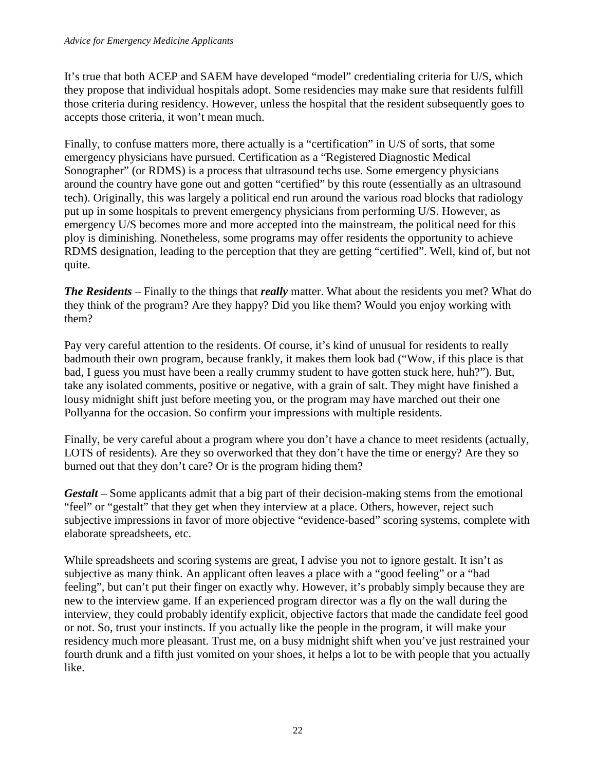It's true that both ACEP and SAEM have developed "model" credentialing criteria for U/S, which they propose that individual hospitals adopt. Some residencies may make sure that residents fulfill those criteria during residency. However, unless the hospital that the resident subsequently goes to accepts those criteria, it won't mean much.

Finally, to confuse matters more, there actually is a "certification" in U/S of sorts, that some emergency physicians have pursued. Certification as a "Registered Diagnostic Medical Sonographer" (or RDMS) is a process that ultrasound techs use. Some emergency physicians around the country have gone out and gotten "certified" by this route (essentially as an ultrasound tech). Originally, this was largely a political end run around the various road blocks that radiology put up in some hospitals to prevent emergency physicians from performing U/S. However, as emergency U/S becomes more and more accepted into the mainstream, the political need for this ploy is diminishing. Nonetheless, some programs may offer residents the opportunity to achieve RDMS designation, leading to the perception that they are getting "certified". Well, kind of, but not quite.

***The Residents*** – Finally to the things that ***really*** matter. What about the residents you met? What do they think of the program? Are they happy? Did you like them? Would you enjoy working with them?

Pay very careful attention to the residents. Of course, it's kind of unusual for residents to really badmouth their own program, because frankly, it makes them look bad ("Wow, if this place is that bad, I guess you must have been a really crummy student to have gotten stuck here, huh?"). But, take any isolated comments, positive or negative, with a grain of salt. They might have finished a lousy midnight shift just before meeting you, or the program may have marched out their one Pollyanna for the occasion. So confirm your impressions with multiple residents.

Finally, be very careful about a program where you don't have a chance to meet residents (actually, LOTS of residents). Are they so overworked that they don't have the time or energy? Are they so burned out that they don't care? Or is the program hiding them?

***Gestalt*** – Some applicants admit that a big part of their decision-making stems from the emotional "feel" or "gestalt" that they get when they interview at a place. Others, however, reject such subjective impressions in favor of more objective "evidence-based" scoring systems, complete with elaborate spreadsheets, etc.

While spreadsheets and scoring systems are great, I advise you not to ignore gestalt. It isn't as subjective as many think. An applicant often leaves a place with a "good feeling" or a "bad feeling", but can't put their finger on exactly why. However, it's probably simply because they are new to the interview game. If an experienced program director was a fly on the wall during the interview, they could probably identify explicit, objective factors that made the candidate feel good or not. So, trust your instincts. If you actually like the people in the program, it will make your residency much more pleasant. Trust me, on a busy midnight shift when you've just restrained your fourth drunk and a fifth just vomited on your shoes, it helps a lot to be with people that you actually like.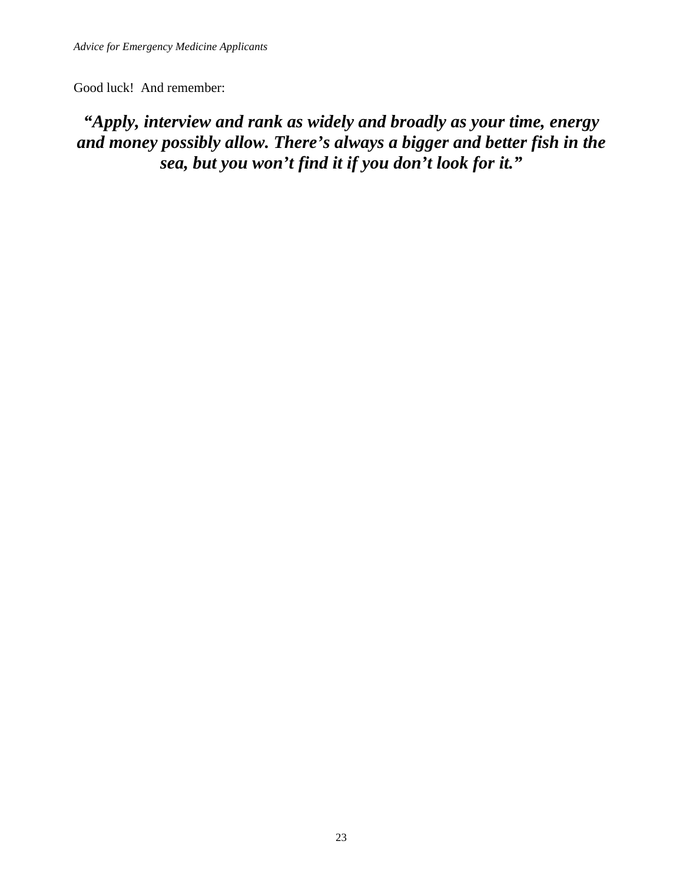Good luck!  And remember:

***"Apply, interview and rank as widely and broadly as your time, energy and money possibly allow. There's always a bigger and better fish in the sea, but you won't find it if you don't look for it."***